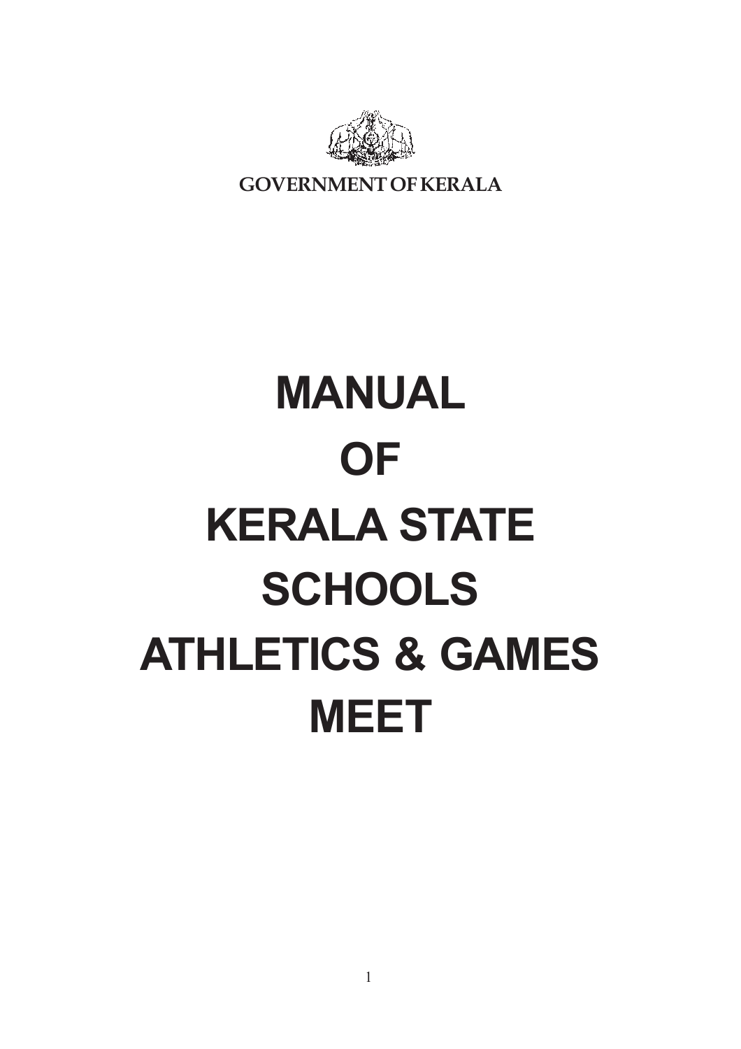GOVERNMENT OF KERALA

# MANUAL
# OF
# KERALA STATE
# SCHOOLS
# ATHLETICS & GAMES
# MEET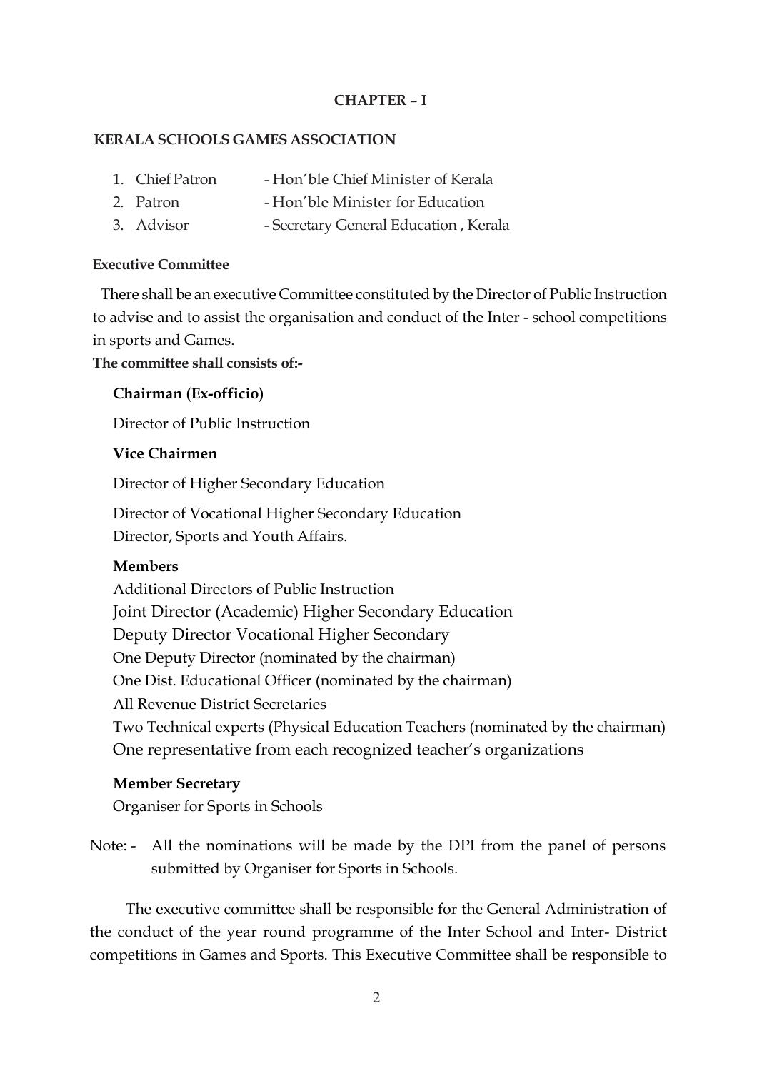# CHAPTER – I

## KERALA SCHOOLS GAMES ASSOCIATION

1. Chief Patron - Hon'ble Chief Minister of Kerala
2. Patron - Hon'ble Minister for Education
3. Advisor - Secretary General Education , Kerala

### Executive Committee

There shall be an executive Committee constituted by the Director of Public Instruction to advise and to assist the organisation and conduct of the Inter - school competitions in sports and Games.

**The committee shall consists of:-**

**Chairman (Ex-officio)**

Director of Public Instruction

**Vice Chairmen**

Director of Higher Secondary Education

Director of Vocational Higher Secondary Education
Director, Sports and Youth Affairs.

**Members**

Additional Directors of Public Instruction
Joint Director (Academic) Higher Secondary Education
Deputy Director Vocational Higher Secondary
One Deputy Director (nominated by the chairman)
One Dist. Educational Officer (nominated by the chairman)
All Revenue District Secretaries
Two Technical experts (Physical Education Teachers (nominated by the chairman)
One representative from each recognized teacher's organizations

**Member Secretary**

Organiser for Sports in Schools

Note: - All the nominations will be made by the DPI from the panel of persons submitted by Organiser for Sports in Schools.

The executive committee shall be responsible for the General Administration of the conduct of the year round programme of the Inter School and Inter- District competitions in Games and Sports. This Executive Committee shall be responsible to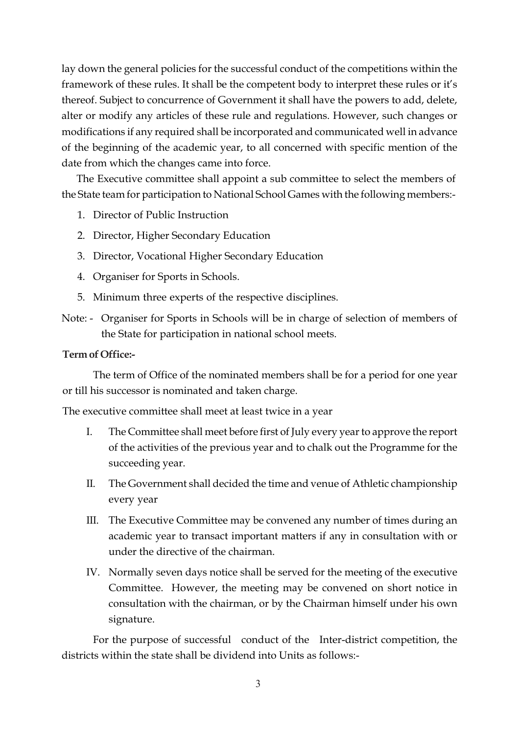lay down the general policies for the successful conduct of the competitions within the framework of these rules. It shall be the competent body to interpret these rules or it's thereof. Subject to concurrence of Government it shall have the powers to add, delete, alter or modify any articles of these rule and regulations. However, such changes or modifications if any required shall be incorporated and communicated well in advance of the beginning of the academic year, to all concerned with specific mention of the date from which the changes came into force.

The Executive committee shall appoint a sub committee to select the members of the State team for participation to National School Games with the following members:-

1. Director of Public Instruction
2. Director, Higher Secondary Education
3. Director, Vocational Higher Secondary Education
4. Organiser for Sports in Schools.
5. Minimum three experts of the respective disciplines.

Note: - Organiser for Sports in Schools will be in charge of selection of members of the State for participation in national school meets.

**Term of Office:-**

The term of Office of the nominated members shall be for a period for one year or till his successor is nominated and taken charge.

The executive committee shall meet at least twice in a year

I. The Committee shall meet before first of July every year to approve the report of the activities of the previous year and to chalk out the Programme for the succeeding year.

II. The Government shall decided the time and venue of Athletic championship every year

III. The Executive Committee may be convened any number of times during an academic year to transact important matters if any in consultation with or under the directive of the chairman.

IV. Normally seven days notice shall be served for the meeting of the executive Committee. However, the meeting may be convened on short notice in consultation with the chairman, or by the Chairman himself under his own signature.

For the purpose of successful conduct of the Inter-district competition, the districts within the state shall be dividend into Units as follows:-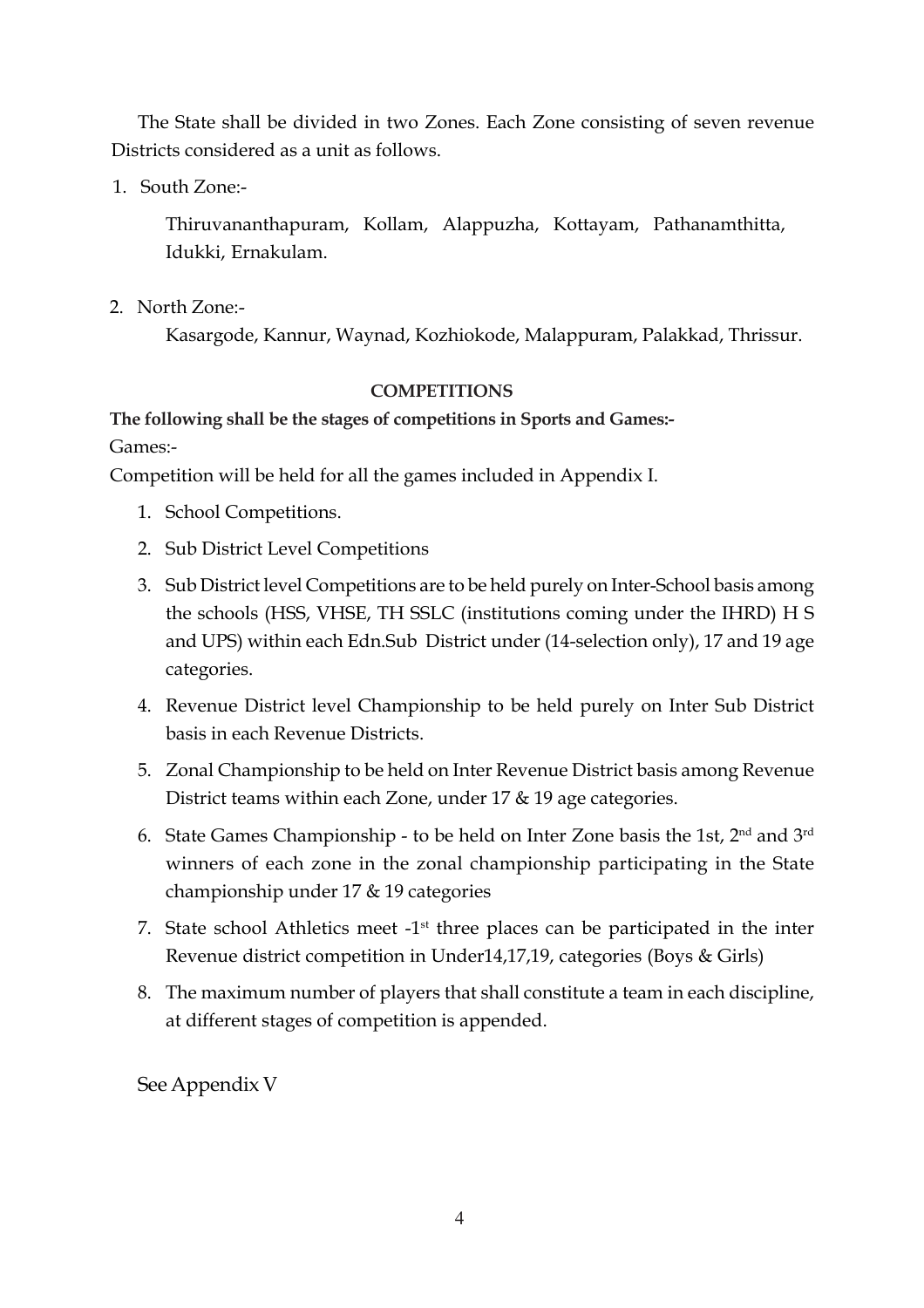The State shall be divided in two Zones. Each Zone consisting of seven revenue Districts considered as a unit as follows.

1. South Zone:-

   Thiruvananthapuram, Kollam, Alappuzha, Kottayam, Pathanamthitta, Idukki, Ernakulam.

2. North Zone:-

   Kasargode, Kannur, Waynad, Kozhiokode, Malappuram, Palakkad, Thrissur.

**COMPETITIONS**

**The following shall be the stages of competitions in Sports and Games:-**

Games:-

Competition will be held for all the games included in Appendix I.

1. School Competitions.
2. Sub District Level Competitions
3. Sub District level Competitions are to be held purely on Inter-School basis among the schools (HSS, VHSE, TH SSLC (institutions coming under the IHRD) H S and UPS) within each Edn.Sub District under (14-selection only), 17 and 19 age categories.
4. Revenue District level Championship to be held purely on Inter Sub District basis in each Revenue Districts.
5. Zonal Championship to be held on Inter Revenue District basis among Revenue District teams within each Zone, under 17 & 19 age categories.
6. State Games Championship - to be held on Inter Zone basis the 1st, 2nd and 3rd winners of each zone in the zonal championship participating in the State championship under 17 & 19 categories
7. State school Athletics meet -1st three places can be participated in the inter Revenue district competition in Under14,17,19, categories (Boys & Girls)
8. The maximum number of players that shall constitute a team in each discipline, at different stages of competition is appended.

See Appendix V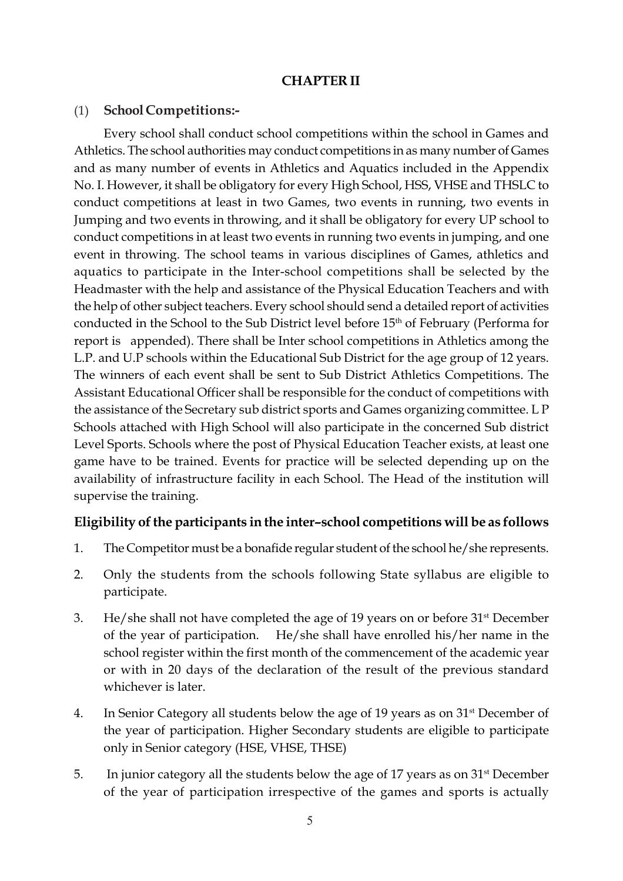## CHAPTER II

(1) **School Competitions:-**

Every school shall conduct school competitions within the school in Games and Athletics. The school authorities may conduct competitions in as many number of Games and as many number of events in Athletics and Aquatics included in the Appendix No. I. However, it shall be obligatory for every High School, HSS, VHSE and THSLC to conduct competitions at least in two Games, two events in running, two events in Jumping and two events in throwing, and it shall be obligatory for every UP school to conduct competitions in at least two events in running two events in jumping, and one event in throwing. The school teams in various disciplines of Games, athletics and aquatics to participate in the Inter-school competitions shall be selected by the Headmaster with the help and assistance of the Physical Education Teachers and with the help of other subject teachers. Every school should send a detailed report of activities conducted in the School to the Sub District level before 15th of February (Performa for report is appended). There shall be Inter school competitions in Athletics among the L.P. and U.P schools within the Educational Sub District for the age group of 12 years. The winners of each event shall be sent to Sub District Athletics Competitions. The Assistant Educational Officer shall be responsible for the conduct of competitions with the assistance of the Secretary sub district sports and Games organizing committee. L P Schools attached with High School will also participate in the concerned Sub district Level Sports. Schools where the post of Physical Education Teacher exists, at least one game have to be trained. Events for practice will be selected depending up on the availability of infrastructure facility in each School. The Head of the institution will supervise the training.

### Eligibility of the participants in the inter–school competitions will be as follows

1. The Competitor must be a bonafide regular student of the school he/she represents.
2. Only the students from the schools following State syllabus are eligible to participate.
3. He/she shall not have completed the age of 19 years on or before 31st December of the year of participation. He/she shall have enrolled his/her name in the school register within the first month of the commencement of the academic year or with in 20 days of the declaration of the result of the previous standard whichever is later.
4. In Senior Category all students below the age of 19 years as on 31st December of the year of participation. Higher Secondary students are eligible to participate only in Senior category (HSE, VHSE, THSE)
5. In junior category all the students below the age of 17 years as on 31st December of the year of participation irrespective of the games and sports is actually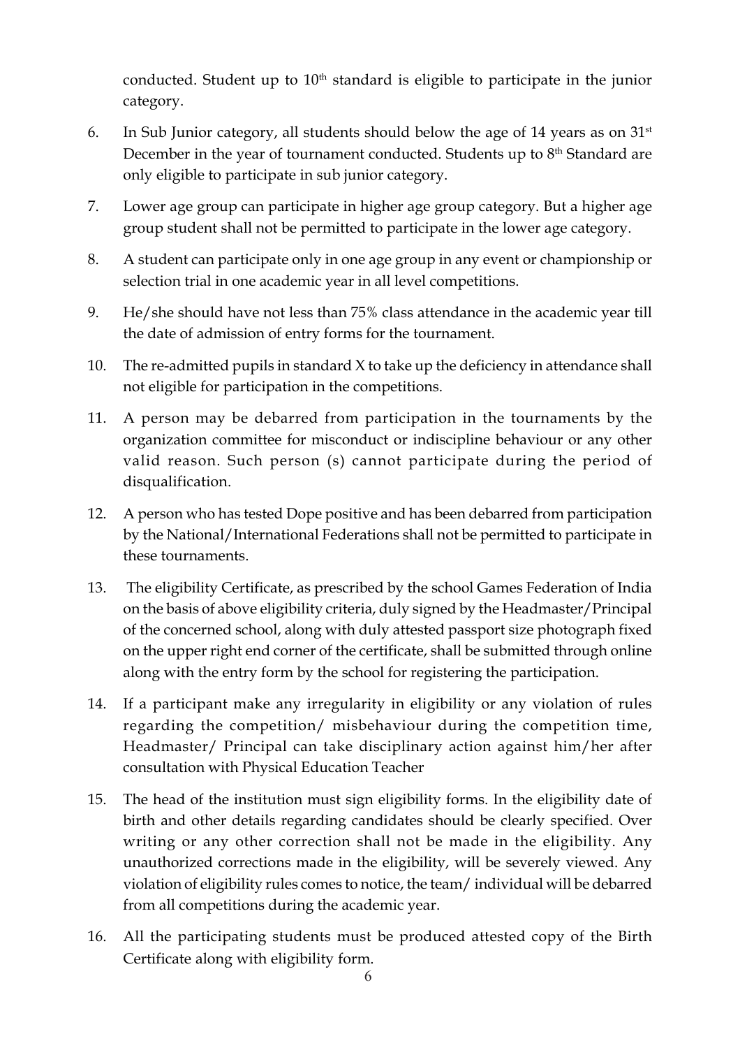conducted. Student up to 10th standard is eligible to participate in the junior category.

6. In Sub Junior category, all students should below the age of 14 years as on 31st December in the year of tournament conducted. Students up to 8th Standard are only eligible to participate in sub junior category.

7. Lower age group can participate in higher age group category. But a higher age group student shall not be permitted to participate in the lower age category.

8. A student can participate only in one age group in any event or championship or selection trial in one academic year in all level competitions.

9. He/she should have not less than 75% class attendance in the academic year till the date of admission of entry forms for the tournament.

10. The re-admitted pupils in standard X to take up the deficiency in attendance shall not eligible for participation in the competitions.

11. A person may be debarred from participation in the tournaments by the organization committee for misconduct or indiscipline behaviour or any other valid reason. Such person (s) cannot participate during the period of disqualification.

12. A person who has tested Dope positive and has been debarred from participation by the National/International Federations shall not be permitted to participate in these tournaments.

13. The eligibility Certificate, as prescribed by the school Games Federation of India on the basis of above eligibility criteria, duly signed by the Headmaster/Principal of the concerned school, along with duly attested passport size photograph fixed on the upper right end corner of the certificate, shall be submitted through online along with the entry form by the school for registering the participation.

14. If a participant make any irregularity in eligibility or any violation of rules regarding the competition/ misbehaviour during the competition time, Headmaster/ Principal can take disciplinary action against him/her after consultation with Physical Education Teacher

15. The head of the institution must sign eligibility forms. In the eligibility date of birth and other details regarding candidates should be clearly specified. Over writing or any other correction shall not be made in the eligibility. Any unauthorized corrections made in the eligibility, will be severely viewed. Any violation of eligibility rules comes to notice, the team/ individual will be debarred from all competitions during the academic year.

16. All the participating students must be produced attested copy of the Birth Certificate along with eligibility form.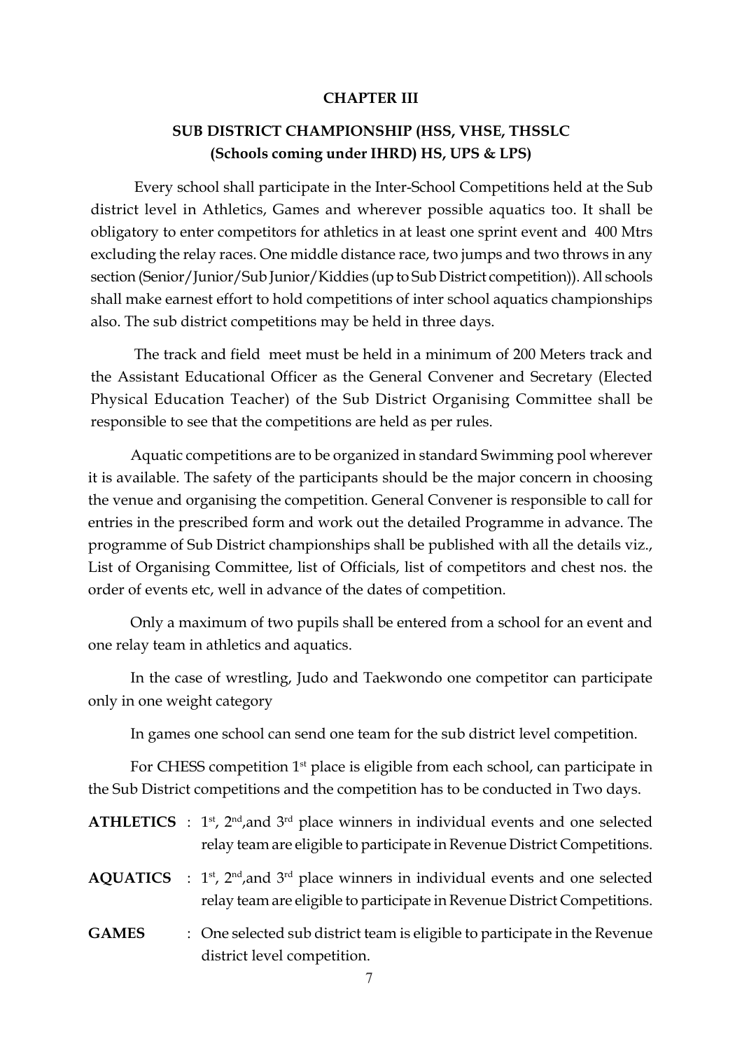## CHAPTER III

## SUB DISTRICT CHAMPIONSHIP (HSS, VHSE, THSSLC (Schools coming under IHRD) HS, UPS & LPS)

Every school shall participate in the Inter-School Competitions held at the Sub district level in Athletics, Games and wherever possible aquatics too. It shall be obligatory to enter competitors for athletics in at least one sprint event and 400 Mtrs excluding the relay races. One middle distance race, two jumps and two throws in any section (Senior/Junior/Sub Junior/Kiddies (up to Sub District competition)). All schools shall make earnest effort to hold competitions of inter school aquatics championships also. The sub district competitions may be held in three days.

The track and field meet must be held in a minimum of 200 Meters track and the Assistant Educational Officer as the General Convener and Secretary (Elected Physical Education Teacher) of the Sub District Organising Committee shall be responsible to see that the competitions are held as per rules.

Aquatic competitions are to be organized in standard Swimming pool wherever it is available. The safety of the participants should be the major concern in choosing the venue and organising the competition. General Convener is responsible to call for entries in the prescribed form and work out the detailed Programme in advance. The programme of Sub District championships shall be published with all the details viz., List of Organising Committee, list of Officials, list of competitors and chest nos. the order of events etc, well in advance of the dates of competition.

Only a maximum of two pupils shall be entered from a school for an event and one relay team in athletics and aquatics.

In the case of wrestling, Judo and Taekwondo one competitor can participate only in one weight category

In games one school can send one team for the sub district level competition.

For CHESS competition 1st place is eligible from each school, can participate in the Sub District competitions and the competition has to be conducted in Two days.

**ATHLETICS** : 1st, 2nd, and 3rd place winners in individual events and one selected relay team are eligible to participate in Revenue District Competitions.

**AQUATICS** : 1st, 2nd, and 3rd place winners in individual events and one selected relay team are eligible to participate in Revenue District Competitions.

**GAMES** : One selected sub district team is eligible to participate in the Revenue district level competition.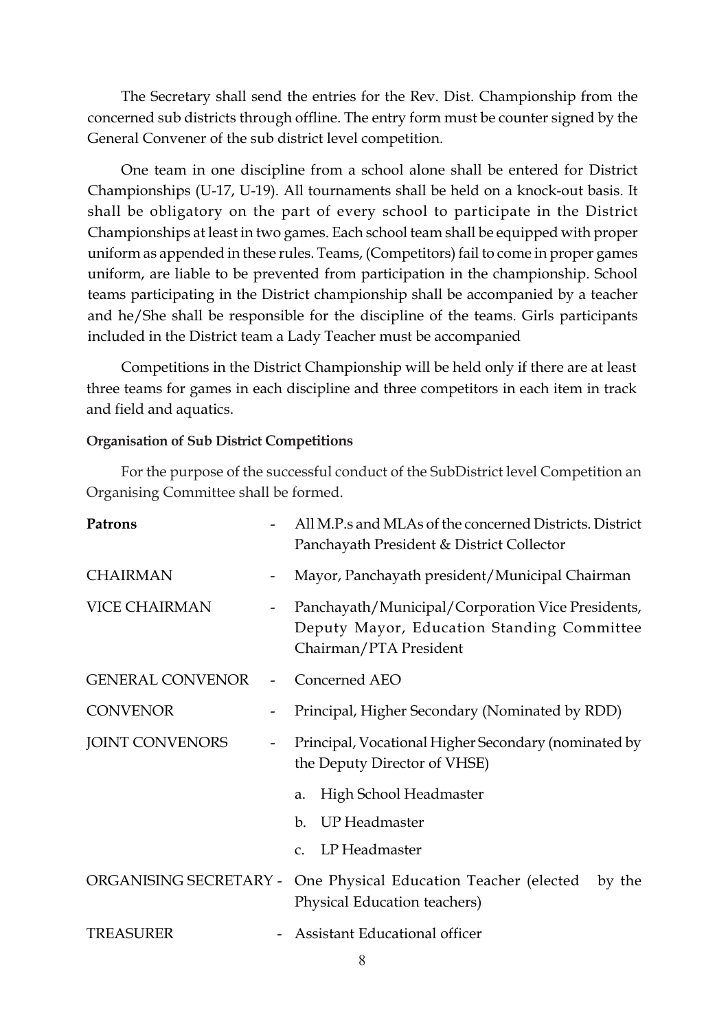The Secretary shall send the entries for the Rev. Dist. Championship from the concerned sub districts through offline. The entry form must be counter signed by the General Convener of the sub district level competition.

One team in one discipline from a school alone shall be entered for District Championships (U-17, U-19). All tournaments shall be held on a knock-out basis. It shall be obligatory on the part of every school to participate in the District Championships at least in two games. Each school team shall be equipped with proper uniform as appended in these rules. Teams, (Competitors) fail to come in proper games uniform, are liable to be prevented from participation in the championship. School teams participating in the District championship shall be accompanied by a teacher and he/She shall be responsible for the discipline of the teams. Girls participants included in the District team a Lady Teacher must be accompanied

Competitions in the District Championship will be held only if there are at least three teams for games in each discipline and three competitors in each item in track and field and aquatics.

**Organisation of Sub District Competitions**

For the purpose of the successful conduct of the SubDistrict level Competition an Organising Committee shall be formed.

| | | |
|---|---|---|
| **Patrons** | - | All M.P.s and MLAs of the concerned Districts. District Panchayath President & District Collector |
| CHAIRMAN | - | Mayor, Panchayath president/Municipal Chairman |
| VICE CHAIRMAN | - | Panchayath/Municipal/Corporation Vice Presidents, Deputy Mayor, Education Standing Committee Chairman/PTA President |
| GENERAL CONVENOR | - | Concerned AEO |
| CONVENOR | - | Principal, Higher Secondary (Nominated by RDD) |
| JOINT CONVENORS | - | Principal, Vocational Higher Secondary (nominated by the Deputy Director of VHSE)<br>a. High School Headmaster<br>b. UP Headmaster<br>c. LP Headmaster |
| ORGANISING SECRETARY | - | One Physical Education Teacher (elected by the Physical Education teachers) |
| TREASURER | - | Assistant Educational officer |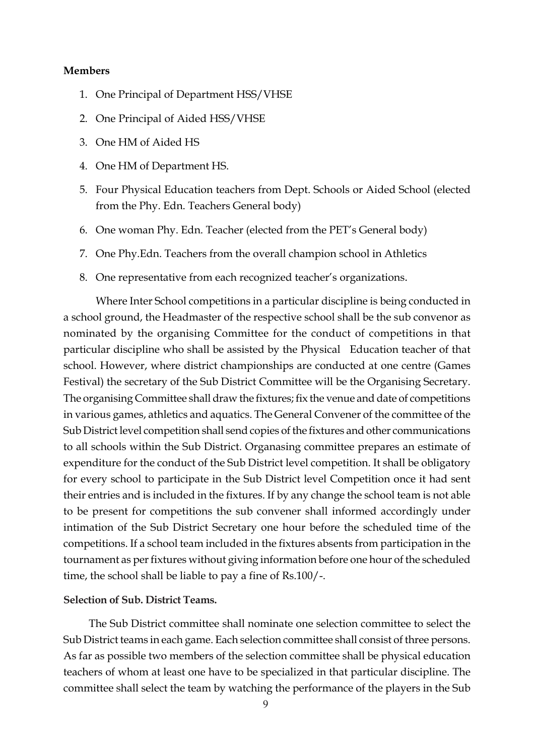**Members**

1. One Principal of Department HSS/VHSE
2. One Principal of Aided HSS/VHSE
3. One HM of Aided HS
4. One HM of Department HS.
5. Four Physical Education teachers from Dept. Schools or Aided School (elected from the Phy. Edn. Teachers General body)
6. One woman Phy. Edn. Teacher (elected from the PET's General body)
7. One Phy.Edn. Teachers from the overall champion school in Athletics
8. One representative from each recognized teacher's organizations.

Where Inter School competitions in a particular discipline is being conducted in a school ground, the Headmaster of the respective school shall be the sub convenor as nominated by the organising Committee for the conduct of competitions in that particular discipline who shall be assisted by the Physical Education teacher of that school. However, where district championships are conducted at one centre (Games Festival) the secretary of the Sub District Committee will be the Organising Secretary. The organising Committee shall draw the fixtures; fix the venue and date of competitions in various games, athletics and aquatics. The General Convener of the committee of the Sub District level competition shall send copies of the fixtures and other communications to all schools within the Sub District. Organasing committee prepares an estimate of expenditure for the conduct of the Sub District level competition. It shall be obligatory for every school to participate in the Sub District level Competition once it had sent their entries and is included in the fixtures. If by any change the school team is not able to be present for competitions the sub convener shall informed accordingly under intimation of the Sub District Secretary one hour before the scheduled time of the competitions. If a school team included in the fixtures absents from participation in the tournament as per fixtures without giving information before one hour of the scheduled time, the school shall be liable to pay a fine of Rs.100/-.

**Selection of Sub. District Teams.**

The Sub District committee shall nominate one selection committee to select the Sub District teams in each game. Each selection committee shall consist of three persons. As far as possible two members of the selection committee shall be physical education teachers of whom at least one have to be specialized in that particular discipline. The committee shall select the team by watching the performance of the players in the Sub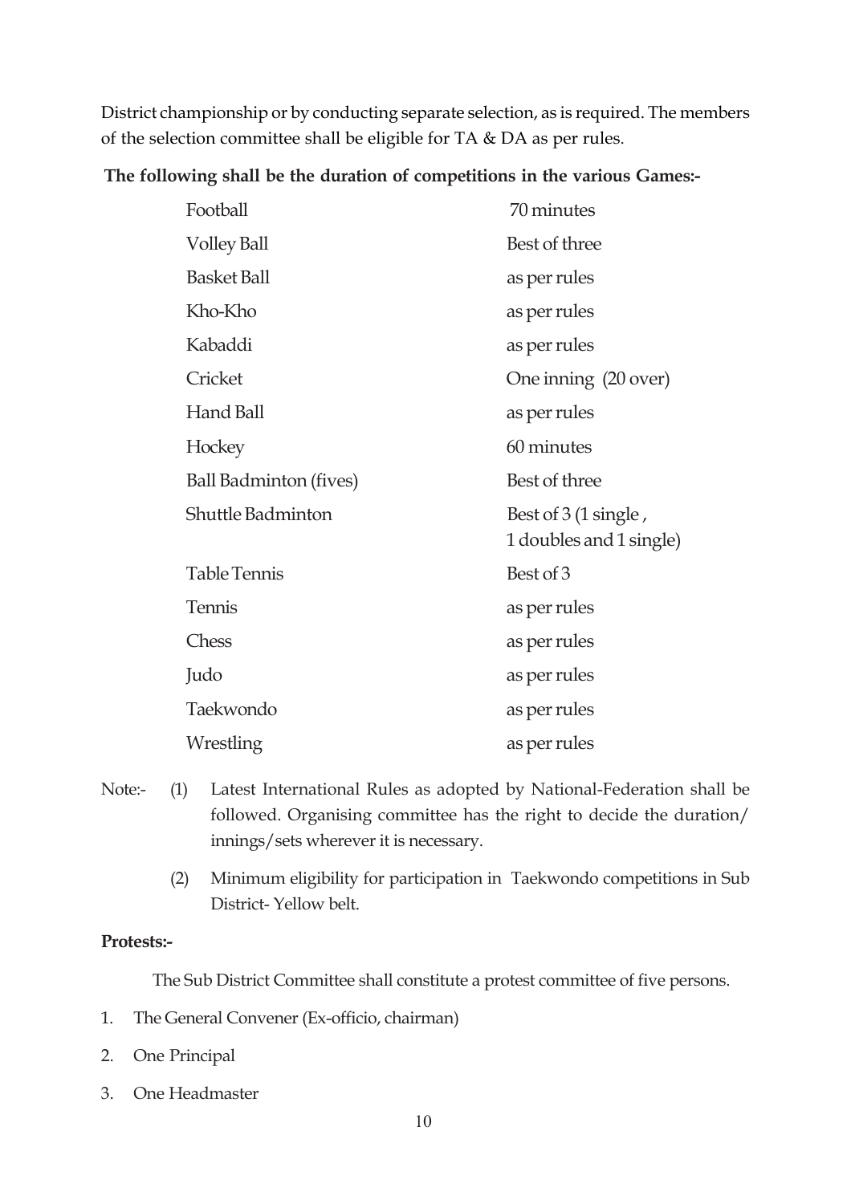District championship or by conducting separate selection, as is required. The members of the selection committee shall be eligible for TA & DA as per rules.

**The following shall be the duration of competitions in the various Games:-**

| Game | Duration |
|---|---|
| Football | 70 minutes |
| Volley Ball | Best of three |
| Basket Ball | as per rules |
| Kho-Kho | as per rules |
| Kabaddi | as per rules |
| Cricket | One inning (20 over) |
| Hand Ball | as per rules |
| Hockey | 60 minutes |
| Ball Badminton (fives) | Best of three |
| Shuttle Badminton | Best of 3 (1 single , 1 doubles and 1 single) |
| Table Tennis | Best of 3 |
| Tennis | as per rules |
| Chess | as per rules |
| Judo | as per rules |
| Taekwondo | as per rules |
| Wrestling | as per rules |

Note:-

(1) Latest International Rules as adopted by National-Federation shall be followed. Organising committee has the right to decide the duration/ innings/sets wherever it is necessary.

(2) Minimum eligibility for participation in Taekwondo competitions in Sub District- Yellow belt.

**Protests:-**

The Sub District Committee shall constitute a protest committee of five persons.

1. The General Convener (Ex-officio, chairman)
2. One Principal
3. One Headmaster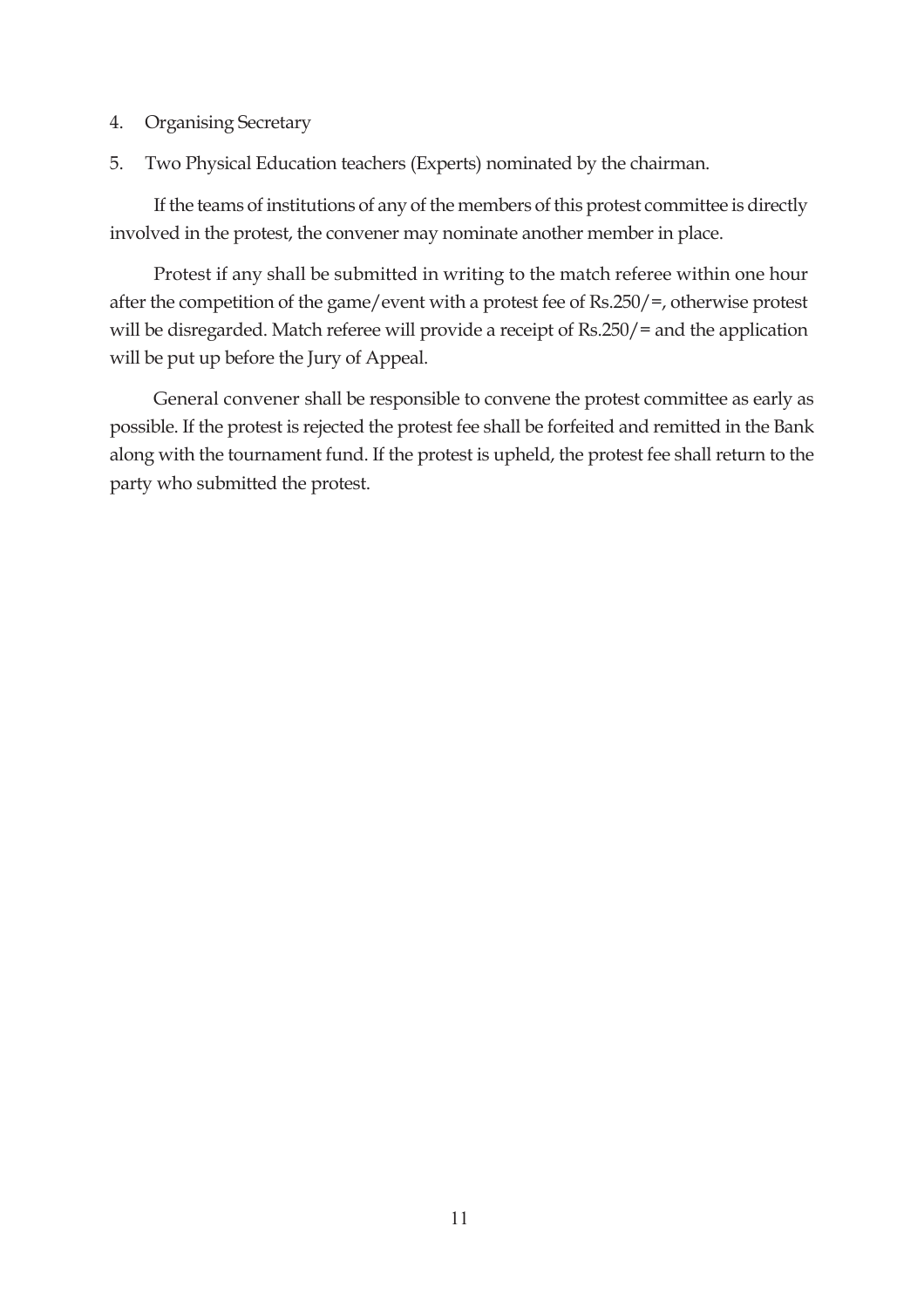4. Organising Secretary

5. Two Physical Education teachers (Experts) nominated by the chairman.

If the teams of institutions of any of the members of this protest committee is directly involved in the protest, the convener may nominate another member in place.

Protest if any shall be submitted in writing to the match referee within one hour after the competition of the game/event with a protest fee of Rs.250/=, otherwise protest will be disregarded. Match referee will provide a receipt of Rs.250/= and the application will be put up before the Jury of Appeal.

General convener shall be responsible to convene the protest committee as early as possible. If the protest is rejected the protest fee shall be forfeited and remitted in the Bank along with the tournament fund. If the protest is upheld, the protest fee shall return to the party who submitted the protest.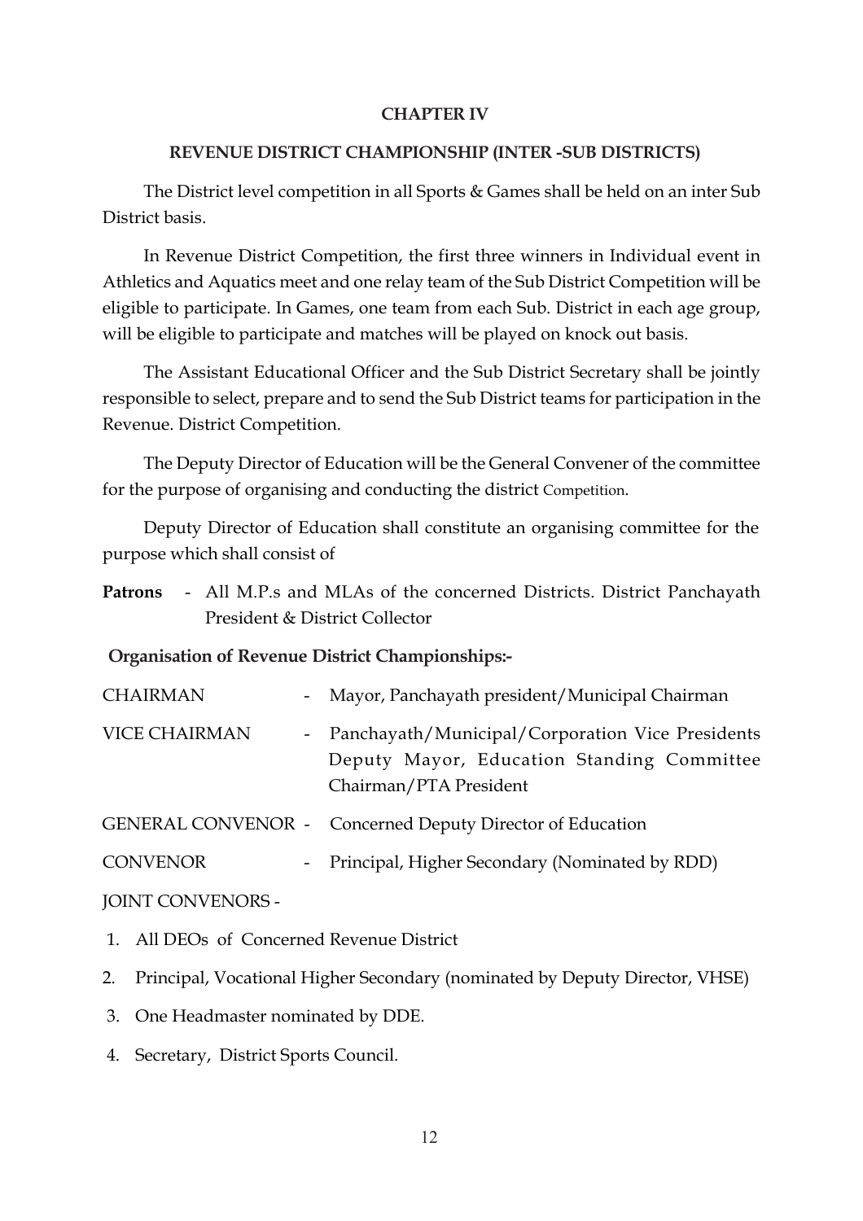# CHAPTER IV

## REVENUE DISTRICT CHAMPIONSHIP (INTER -SUB DISTRICTS)

The District level competition in all Sports & Games shall be held on an inter Sub District basis.

In Revenue District Competition, the first three winners in Individual event in Athletics and Aquatics meet and one relay team of the Sub District Competition will be eligible to participate. In Games, one team from each Sub. District in each age group, will be eligible to participate and matches will be played on knock out basis.

The Assistant Educational Officer and the Sub District Secretary shall be jointly responsible to select, prepare and to send the Sub District teams for participation in the Revenue. District Competition.

The Deputy Director of Education will be the General Convener of the committee for the purpose of organising and conducting the district Competition.

Deputy Director of Education shall constitute an organising committee for the purpose which shall consist of

**Patrons** - All M.P.s and MLAs of the concerned Districts. District Panchayath President & District Collector

**Organisation of Revenue District Championships:-**

| | | |
|---|---|---|
| CHAIRMAN | - | Mayor, Panchayath president/Municipal Chairman |
| VICE CHAIRMAN | - | Panchayath/Municipal/Corporation Vice Presidents Deputy Mayor, Education Standing Committee Chairman/PTA President |
| GENERAL CONVENOR | - | Concerned Deputy Director of Education |
| CONVENOR | - | Principal, Higher Secondary (Nominated by RDD) |

JOINT CONVENORS -

1. All DEOs of Concerned Revenue District
2. Principal, Vocational Higher Secondary (nominated by Deputy Director, VHSE)
3. One Headmaster nominated by DDE.
4. Secretary, District Sports Council.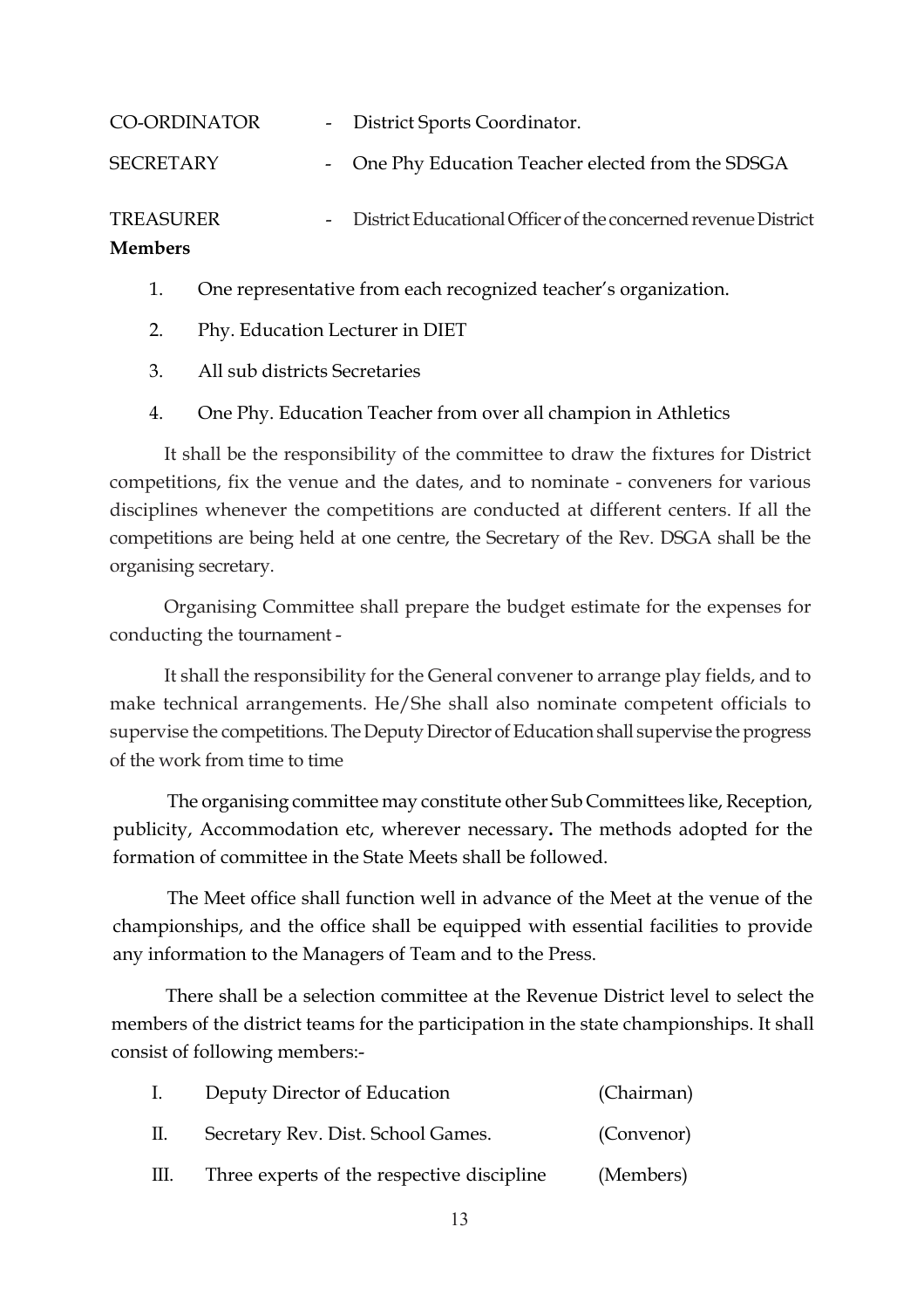CO-ORDINATOR - District Sports Coordinator.

SECRETARY - One Phy Education Teacher elected from the SDSGA

TREASURER - District Educational Officer of the concerned revenue District

**Members**

1. One representative from each recognized teacher's organization.
2. Phy. Education Lecturer in DIET
3. All sub districts Secretaries
4. One Phy. Education Teacher from over all champion in Athletics

It shall be the responsibility of the committee to draw the fixtures for District competitions, fix the venue and the dates, and to nominate - conveners for various disciplines whenever the competitions are conducted at different centers. If all the competitions are being held at one centre, the Secretary of the Rev. DSGA shall be the organising secretary.

Organising Committee shall prepare the budget estimate for the expenses for conducting the tournament -

It shall the responsibility for the General convener to arrange play fields, and to make technical arrangements. He/She shall also nominate competent officials to supervise the competitions. The Deputy Director of Education shall supervise the progress of the work from time to time

The organising committee may constitute other Sub Committees like, Reception, publicity, Accommodation etc, wherever necessary**.** The methods adopted for the formation of committee in the State Meets shall be followed.

The Meet office shall function well in advance of the Meet at the venue of the championships, and the office shall be equipped with essential facilities to provide any information to the Managers of Team and to the Press.

There shall be a selection committee at the Revenue District level to select the members of the district teams for the participation in the state championships. It shall consist of following members:-

I. Deputy Director of Education (Chairman)

II. Secretary Rev. Dist. School Games. (Convenor)

III. Three experts of the respective discipline (Members)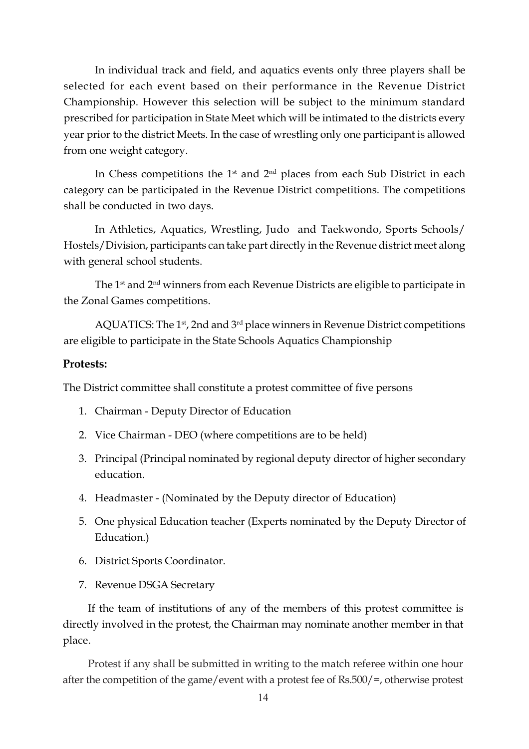In individual track and field, and aquatics events only three players shall be selected for each event based on their performance in the Revenue District Championship. However this selection will be subject to the minimum standard prescribed for participation in State Meet which will be intimated to the districts every year prior to the district Meets. In the case of wrestling only one participant is allowed from one weight category.

In Chess competitions the 1st and 2nd places from each Sub District in each category can be participated in the Revenue District competitions. The competitions shall be conducted in two days.

In Athletics, Aquatics, Wrestling, Judo and Taekwondo, Sports Schools/ Hostels/Division, participants can take part directly in the Revenue district meet along with general school students.

The 1st and 2nd winners from each Revenue Districts are eligible to participate in the Zonal Games competitions.

AQUATICS: The 1st, 2nd and 3rd place winners in Revenue District competitions are eligible to participate in the State Schools Aquatics Championship

**Protests:**

The District committee shall constitute a protest committee of five persons

1. Chairman - Deputy Director of Education
2. Vice Chairman - DEO (where competitions are to be held)
3. Principal (Principal nominated by regional deputy director of higher secondary education.
4. Headmaster - (Nominated by the Deputy director of Education)
5. One physical Education teacher (Experts nominated by the Deputy Director of Education.)
6. District Sports Coordinator.
7. Revenue DSGA Secretary

If the team of institutions of any of the members of this protest committee is directly involved in the protest, the Chairman may nominate another member in that place.

Protest if any shall be submitted in writing to the match referee within one hour after the competition of the game/event with a protest fee of Rs.500/=, otherwise protest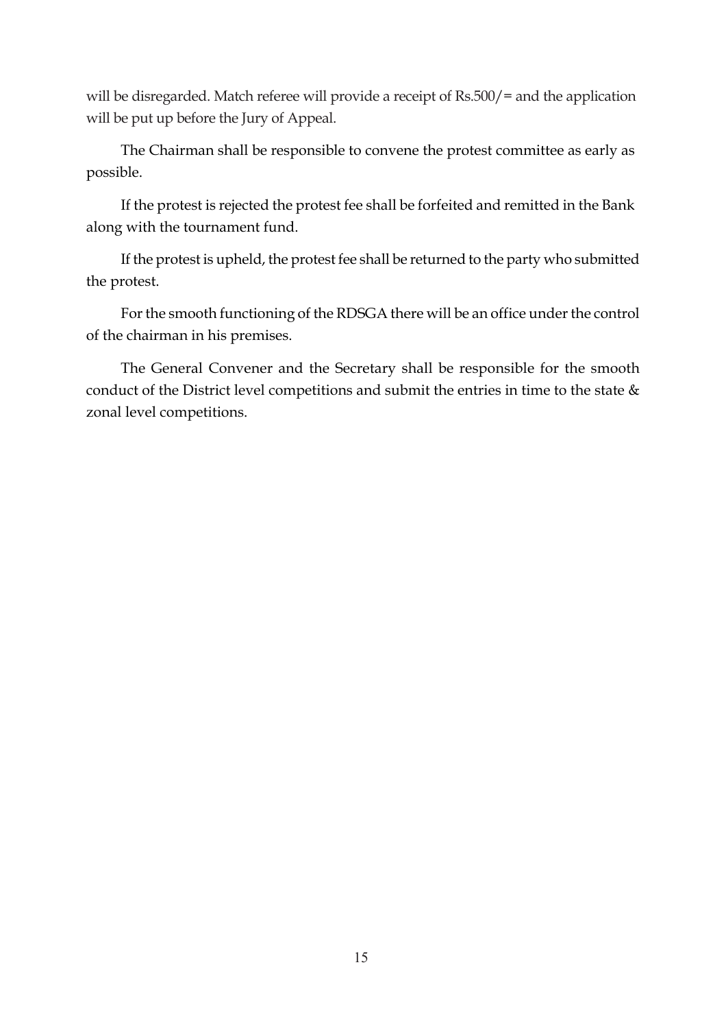will be disregarded. Match referee will provide a receipt of Rs.500/= and the application will be put up before the Jury of Appeal.

The Chairman shall be responsible to convene the protest committee as early as possible.

If the protest is rejected the protest fee shall be forfeited and remitted in the Bank along with the tournament fund.

If the protest is upheld, the protest fee shall be returned to the party who submitted the protest.

For the smooth functioning of the RDSGA there will be an office under the control of the chairman in his premises.

The General Convener and the Secretary shall be responsible for the smooth conduct of the District level competitions and submit the entries in time to the state & zonal level competitions.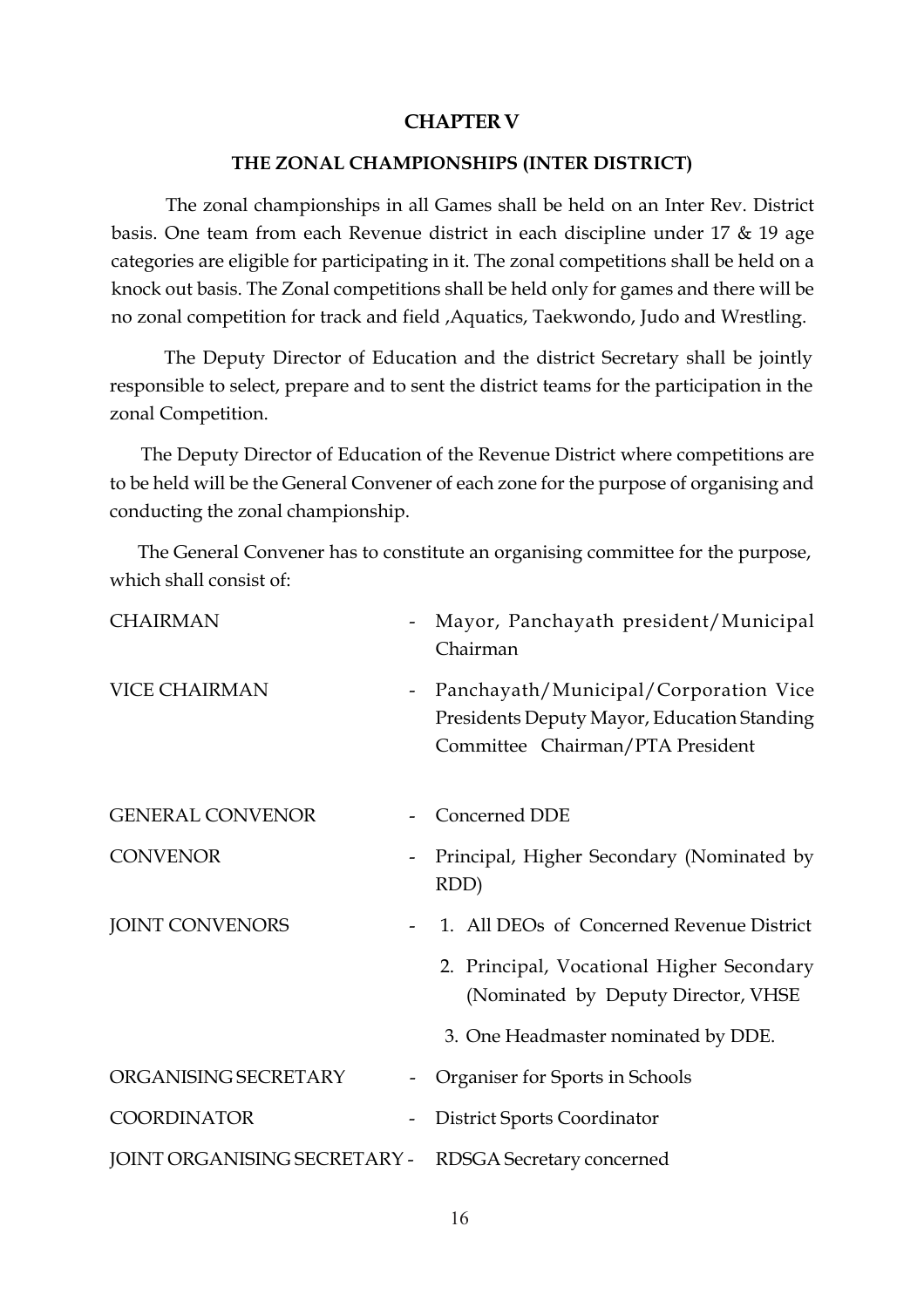# CHAPTER V

## THE ZONAL CHAMPIONSHIPS (INTER DISTRICT)

The zonal championships in all Games shall be held on an Inter Rev. District basis. One team from each Revenue district in each discipline under 17 & 19 age categories are eligible for participating in it. The zonal competitions shall be held on a knock out basis. The Zonal competitions shall be held only for games and there will be no zonal competition for track and field ,Aquatics, Taekwondo, Judo and Wrestling.

The Deputy Director of Education and the district Secretary shall be jointly responsible to select, prepare and to sent the district teams for the participation in the zonal Competition.

The Deputy Director of Education of the Revenue District where competitions are to be held will be the General Convener of each zone for the purpose of organising and conducting the zonal championship.

The General Convener has to constitute an organising committee for the purpose, which shall consist of:

| | | |
|---|---|---|
| CHAIRMAN | - | Mayor, Panchayath president/Municipal Chairman |
| VICE CHAIRMAN | - | Panchayath/Municipal/Corporation Vice Presidents Deputy Mayor, Education Standing Committee Chairman/PTA President |
| GENERAL CONVENOR | - | Concerned DDE |
| CONVENOR | - | Principal, Higher Secondary (Nominated by RDD) |
| JOINT CONVENORS | - | 1. All DEOs of Concerned Revenue District |
| | | 2. Principal, Vocational Higher Secondary (Nominated by Deputy Director, VHSE |
| | | 3. One Headmaster nominated by DDE. |
| ORGANISING SECRETARY | - | Organiser for Sports in Schools |
| COORDINATOR | - | District Sports Coordinator |
| JOINT ORGANISING SECRETARY | - | RDSGA Secretary concerned |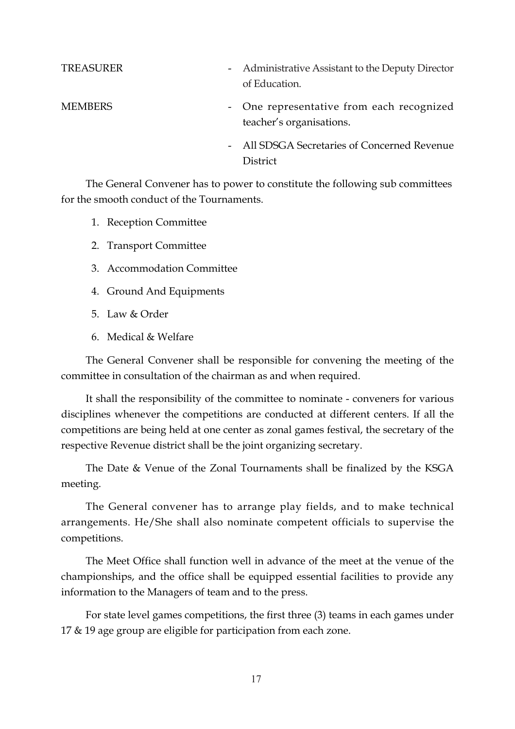| | | |
|---|---|---|
| TREASURER | - | Administrative Assistant to the Deputy Director of Education. |
| MEMBERS | - | One representative from each recognized teacher's organisations. |
| | - | All SDSGA Secretaries of Concerned Revenue District |

The General Convener has to power to constitute the following sub committees for the smooth conduct of the Tournaments.

1. Reception Committee
2. Transport Committee
3. Accommodation Committee
4. Ground And Equipments
5. Law & Order
6. Medical & Welfare

The General Convener shall be responsible for convening the meeting of the committee in consultation of the chairman as and when required.

It shall the responsibility of the committee to nominate - conveners for various disciplines whenever the competitions are conducted at different centers. If all the competitions are being held at one center as zonal games festival, the secretary of the respective Revenue district shall be the joint organizing secretary.

The Date & Venue of the Zonal Tournaments shall be finalized by the KSGA meeting.

The General convener has to arrange play fields, and to make technical arrangements. He/She shall also nominate competent officials to supervise the competitions.

The Meet Office shall function well in advance of the meet at the venue of the championships, and the office shall be equipped essential facilities to provide any information to the Managers of team and to the press.

For state level games competitions, the first three (3) teams in each games under 17 & 19 age group are eligible for participation from each zone.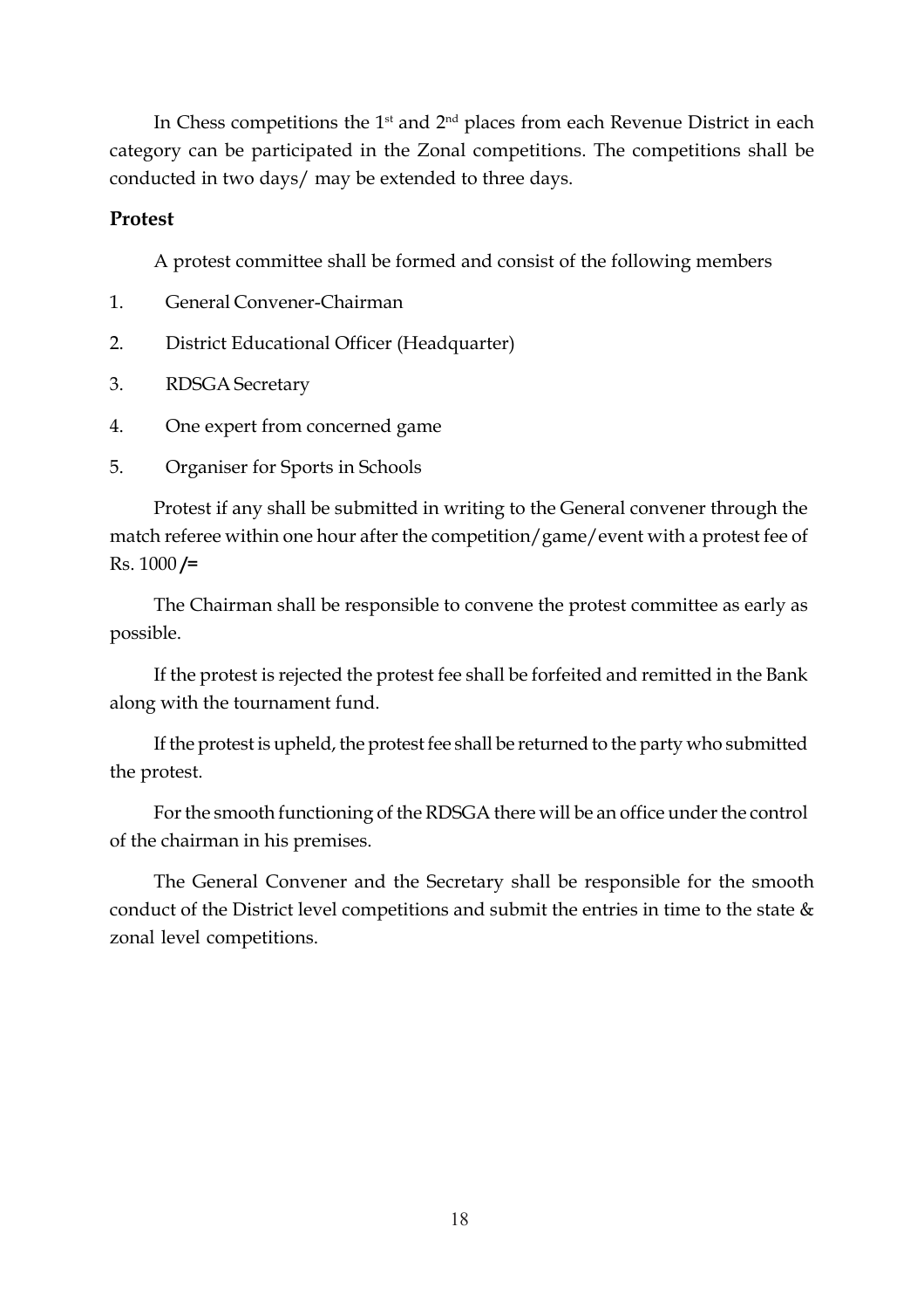In Chess competitions the 1st and 2nd places from each Revenue District in each category can be participated in the Zonal competitions. The competitions shall be conducted in two days/ may be extended to three days.

**Protest**

A protest committee shall be formed and consist of the following members

1. General Convener-Chairman
2. District Educational Officer (Headquarter)
3. RDSGA Secretary
4. One expert from concerned game
5. Organiser for Sports in Schools

Protest if any shall be submitted in writing to the General convener through the match referee within one hour after the competition/game/event with a protest fee of Rs. 1000 **/=**

The Chairman shall be responsible to convene the protest committee as early as possible.

If the protest is rejected the protest fee shall be forfeited and remitted in the Bank along with the tournament fund.

If the protest is upheld, the protest fee shall be returned to the party who submitted the protest.

For the smooth functioning of the RDSGA there will be an office under the control of the chairman in his premises.

The General Convener and the Secretary shall be responsible for the smooth conduct of the District level competitions and submit the entries in time to the state & zonal level competitions.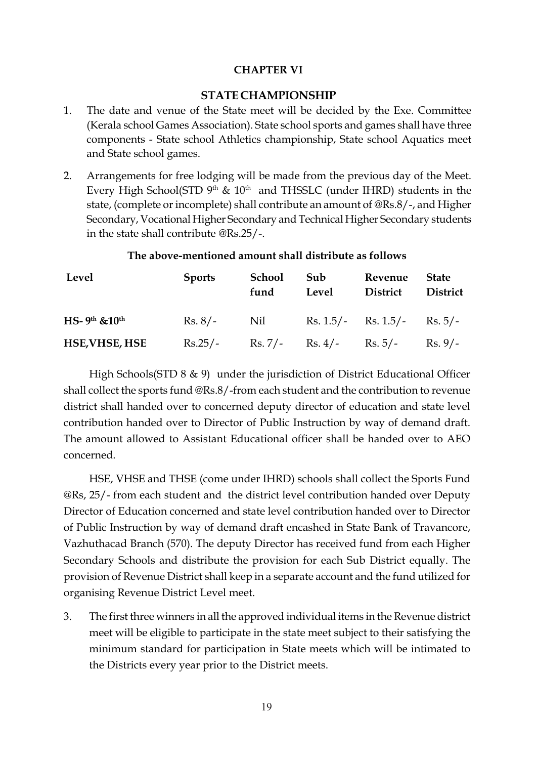## CHAPTER VI

## STATE CHAMPIONSHIP

1. The date and venue of the State meet will be decided by the Exe. Committee (Kerala school Games Association). State school sports and games shall have three components - State school Athletics championship, State school Aquatics meet and State school games.

2. Arrangements for free lodging will be made from the previous day of the Meet. Every High School(STD 9th & 10th and THSSLC (under IHRD) students in the state, (complete or incomplete) shall contribute an amount of @Rs.8/-, and Higher Secondary, Vocational Higher Secondary and Technical Higher Secondary students in the state shall contribute @Rs.25/-.

**The above-mentioned amount shall distribute as follows**

| Level | Sports | School fund | Sub Level | Revenue District | State District |
|---|---|---|---|---|---|
| **HS- 9th &10th** | Rs. 8/- | Nil | Rs. 1.5/- | Rs. 1.5/- | Rs. 5/- |
| **HSE,VHSE, HSE** | Rs.25/- | Rs. 7/- | Rs. 4/- | Rs. 5/- | Rs. 9/- |

High Schools(STD 8 & 9) under the jurisdiction of District Educational Officer shall collect the sports fund @Rs.8/-from each student and the contribution to revenue district shall handed over to concerned deputy director of education and state level contribution handed over to Director of Public Instruction by way of demand draft. The amount allowed to Assistant Educational officer shall be handed over to AEO concerned.

HSE, VHSE and THSE (come under IHRD) schools shall collect the Sports Fund @Rs, 25/- from each student and the district level contribution handed over Deputy Director of Education concerned and state level contribution handed over to Director of Public Instruction by way of demand draft encashed in State Bank of Travancore, Vazhuthacad Branch (570). The deputy Director has received fund from each Higher Secondary Schools and distribute the provision for each Sub District equally. The provision of Revenue District shall keep in a separate account and the fund utilized for organising Revenue District Level meet.

3. The first three winners in all the approved individual items in the Revenue district meet will be eligible to participate in the state meet subject to their satisfying the minimum standard for participation in State meets which will be intimated to the Districts every year prior to the District meets.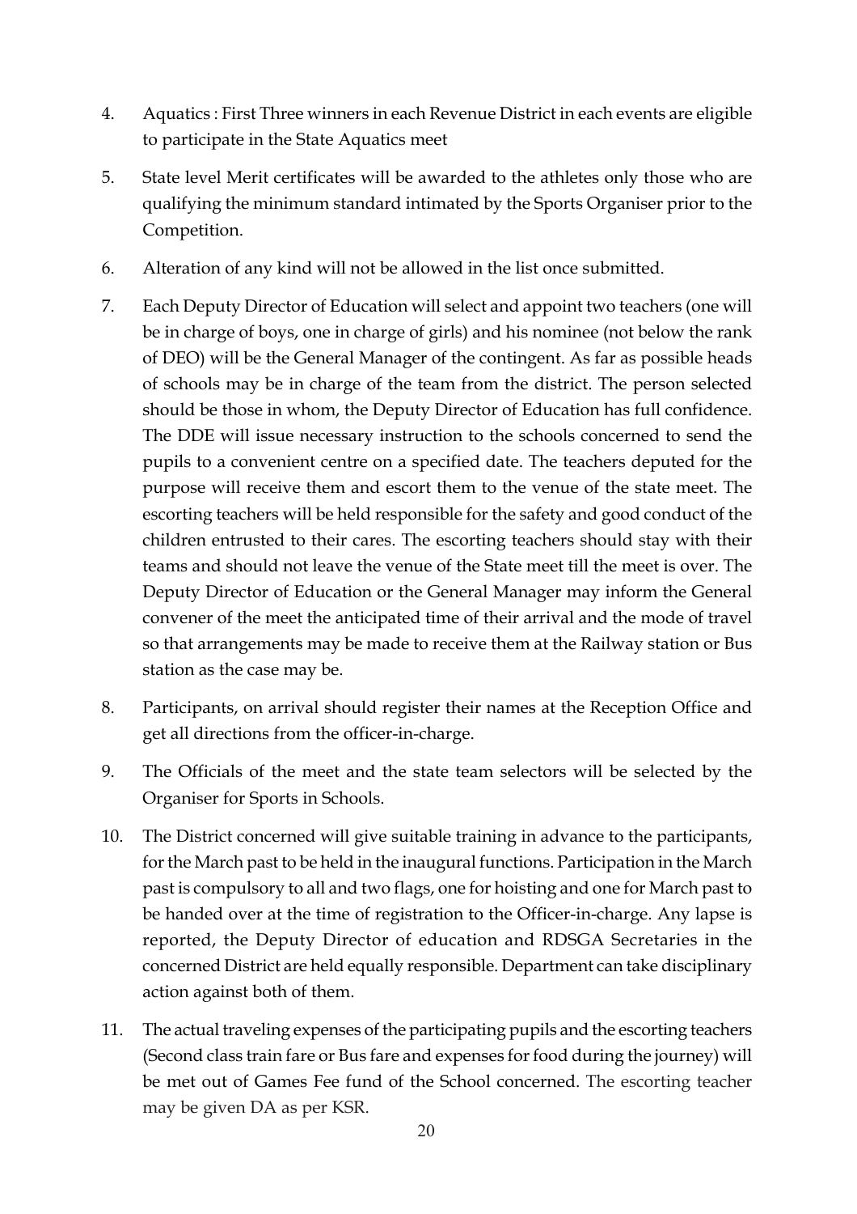4. Aquatics : First Three winners in each Revenue District in each events are eligible to participate in the State Aquatics meet

5. State level Merit certificates will be awarded to the athletes only those who are qualifying the minimum standard intimated by the Sports Organiser prior to the Competition.

6. Alteration of any kind will not be allowed in the list once submitted.

7. Each Deputy Director of Education will select and appoint two teachers (one will be in charge of boys, one in charge of girls) and his nominee (not below the rank of DEO) will be the General Manager of the contingent. As far as possible heads of schools may be in charge of the team from the district. The person selected should be those in whom, the Deputy Director of Education has full confidence. The DDE will issue necessary instruction to the schools concerned to send the pupils to a convenient centre on a specified date. The teachers deputed for the purpose will receive them and escort them to the venue of the state meet. The escorting teachers will be held responsible for the safety and good conduct of the children entrusted to their cares. The escorting teachers should stay with their teams and should not leave the venue of the State meet till the meet is over. The Deputy Director of Education or the General Manager may inform the General convener of the meet the anticipated time of their arrival and the mode of travel so that arrangements may be made to receive them at the Railway station or Bus station as the case may be.

8. Participants, on arrival should register their names at the Reception Office and get all directions from the officer-in-charge.

9. The Officials of the meet and the state team selectors will be selected by the Organiser for Sports in Schools.

10. The District concerned will give suitable training in advance to the participants, for the March past to be held in the inaugural functions. Participation in the March past is compulsory to all and two flags, one for hoisting and one for March past to be handed over at the time of registration to the Officer-in-charge. Any lapse is reported, the Deputy Director of education and RDSGA Secretaries in the concerned District are held equally responsible. Department can take disciplinary action against both of them.

11. The actual traveling expenses of the participating pupils and the escorting teachers (Second class train fare or Bus fare and expenses for food during the journey) will be met out of Games Fee fund of the School concerned. The escorting teacher may be given DA as per KSR.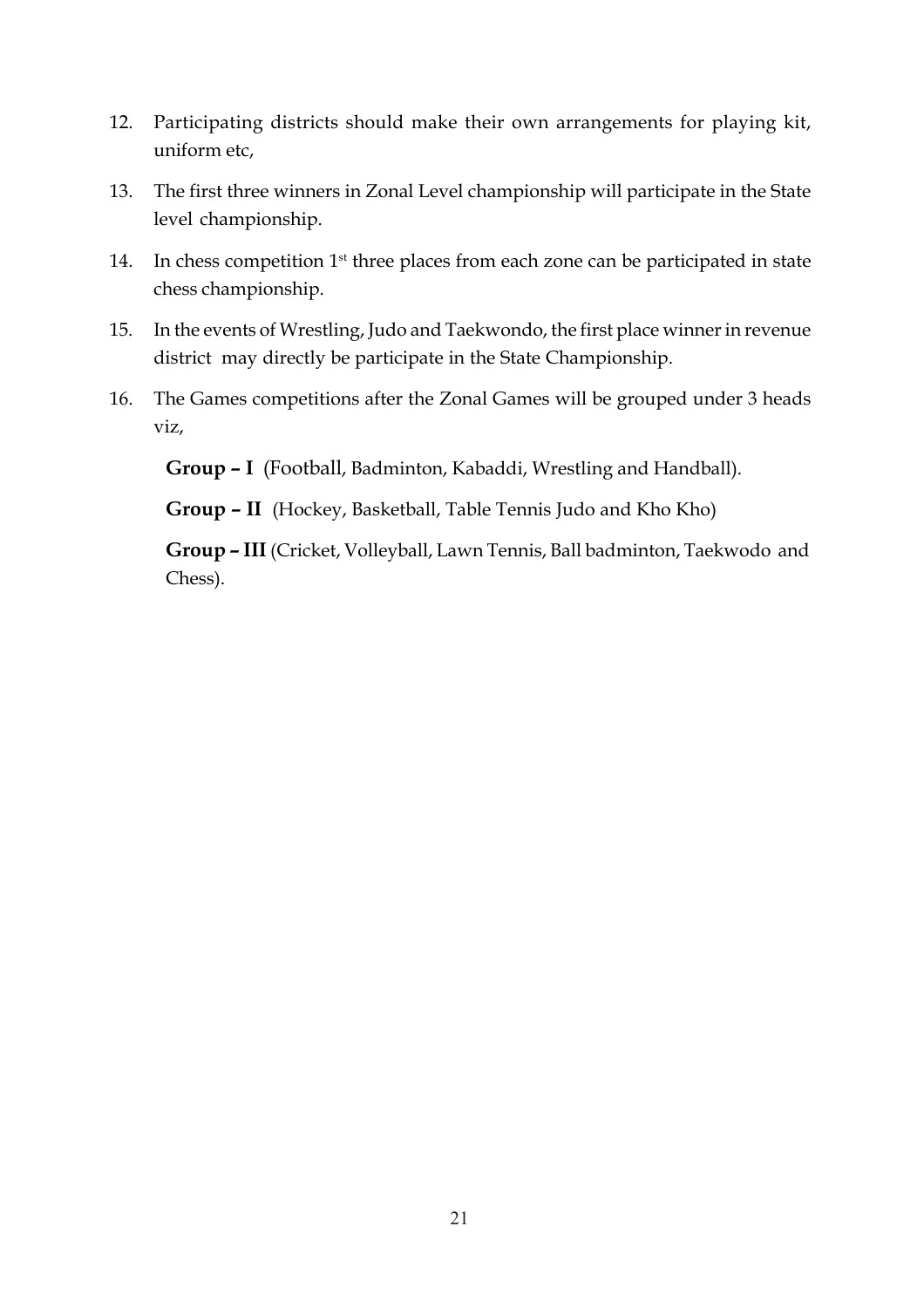12. Participating districts should make their own arrangements for playing kit, uniform etc,

13. The first three winners in Zonal Level championship will participate in the State level championship.

14. In chess competition 1st three places from each zone can be participated in state chess championship.

15. In the events of Wrestling, Judo and Taekwondo, the first place winner in revenue district may directly be participate in the State Championship.

16. The Games competitions after the Zonal Games will be grouped under 3 heads viz,

    **Group – I** (Football, Badminton, Kabaddi, Wrestling and Handball).

    **Group – II** (Hockey, Basketball, Table Tennis Judo and Kho Kho)

    **Group – III** (Cricket, Volleyball, Lawn Tennis, Ball badminton, Taekwodo and Chess).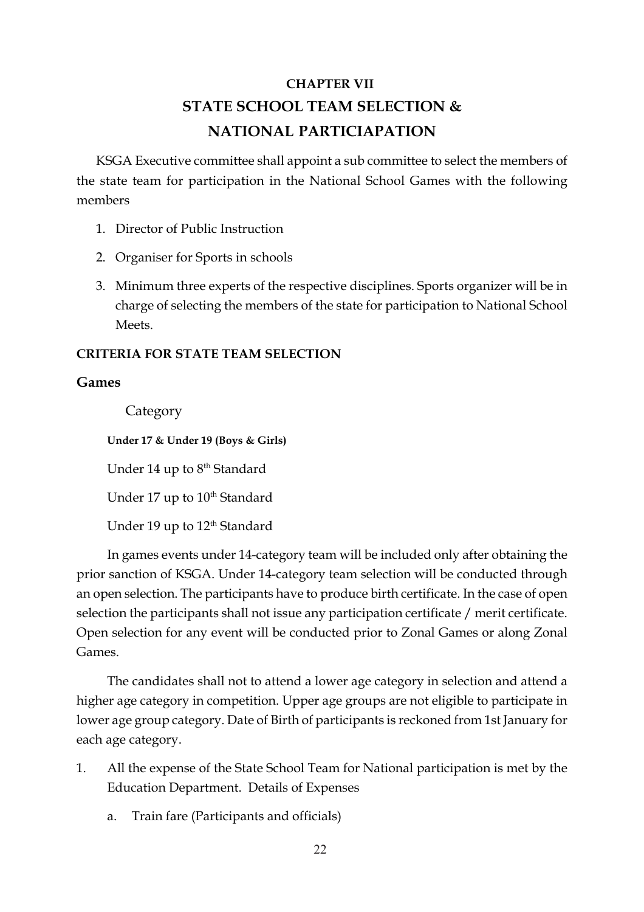# CHAPTER VII

# STATE SCHOOL TEAM SELECTION & NATIONAL PARTICIAPATION

KSGA Executive committee shall appoint a sub committee to select the members of the state team for participation in the National School Games with the following members

1. Director of Public Instruction
2. Organiser for Sports in schools
3. Minimum three experts of the respective disciplines. Sports organizer will be in charge of selecting the members of the state for participation to National School Meets.

### CRITERIA FOR STATE TEAM SELECTION

**Games**

Category

**Under 17 & Under 19 (Boys & Girls)**

Under 14 up to 8th Standard

Under 17 up to 10th Standard

Under 19 up to 12th Standard

In games events under 14-category team will be included only after obtaining the prior sanction of KSGA. Under 14-category team selection will be conducted through an open selection. The participants have to produce birth certificate. In the case of open selection the participants shall not issue any participation certificate / merit certificate. Open selection for any event will be conducted prior to Zonal Games or along Zonal Games.

The candidates shall not to attend a lower age category in selection and attend a higher age category in competition. Upper age groups are not eligible to participate in lower age group category. Date of Birth of participants is reckoned from 1st January for each age category.

1. All the expense of the State School Team for National participation is met by the Education Department. Details of Expenses
   a. Train fare (Participants and officials)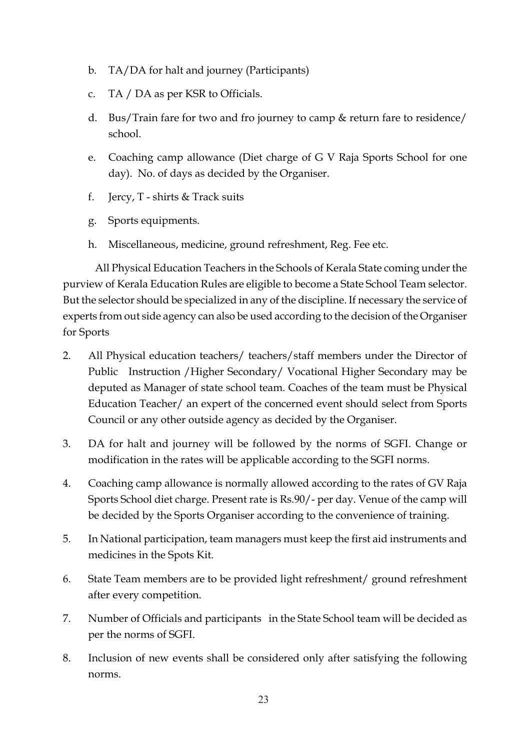b. TA/DA for halt and journey (Participants)

c. TA / DA as per KSR to Officials.

d. Bus/Train fare for two and fro journey to camp & return fare to residence/ school.

e. Coaching camp allowance (Diet charge of G V Raja Sports School for one day). No. of days as decided by the Organiser.

f. Jercy, T - shirts & Track suits

g. Sports equipments.

h. Miscellaneous, medicine, ground refreshment, Reg. Fee etc.

All Physical Education Teachers in the Schools of Kerala State coming under the purview of Kerala Education Rules are eligible to become a State School Team selector. But the selector should be specialized in any of the discipline. If necessary the service of experts from out side agency can also be used according to the decision of the Organiser for Sports

2. All Physical education teachers/ teachers/staff members under the Director of Public Instruction /Higher Secondary/ Vocational Higher Secondary may be deputed as Manager of state school team. Coaches of the team must be Physical Education Teacher/ an expert of the concerned event should select from Sports Council or any other outside agency as decided by the Organiser.

3. DA for halt and journey will be followed by the norms of SGFI. Change or modification in the rates will be applicable according to the SGFI norms.

4. Coaching camp allowance is normally allowed according to the rates of GV Raja Sports School diet charge. Present rate is Rs.90/- per day. Venue of the camp will be decided by the Sports Organiser according to the convenience of training.

5. In National participation, team managers must keep the first aid instruments and medicines in the Spots Kit.

6. State Team members are to be provided light refreshment/ ground refreshment after every competition.

7. Number of Officials and participants in the State School team will be decided as per the norms of SGFI.

8. Inclusion of new events shall be considered only after satisfying the following norms.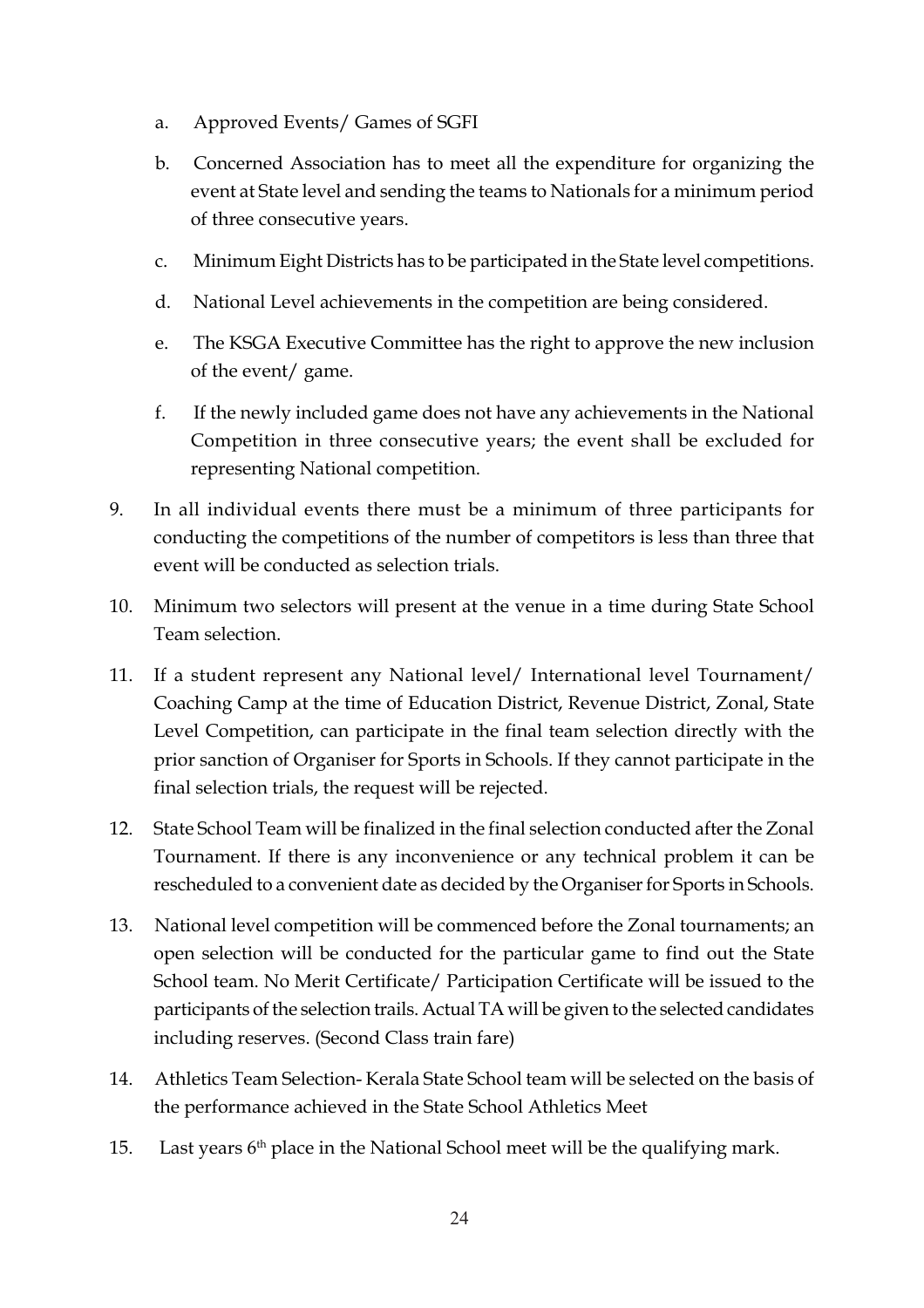a. Approved Events/ Games of SGFI

b. Concerned Association has to meet all the expenditure for organizing the event at State level and sending the teams to Nationals for a minimum period of three consecutive years.

c. Minimum Eight Districts has to be participated in the State level competitions.

d. National Level achievements in the competition are being considered.

e. The KSGA Executive Committee has the right to approve the new inclusion of the event/ game.

f. If the newly included game does not have any achievements in the National Competition in three consecutive years; the event shall be excluded for representing National competition.

9. In all individual events there must be a minimum of three participants for conducting the competitions of the number of competitors is less than three that event will be conducted as selection trials.

10. Minimum two selectors will present at the venue in a time during State School Team selection.

11. If a student represent any National level/ International level Tournament/ Coaching Camp at the time of Education District, Revenue District, Zonal, State Level Competition, can participate in the final team selection directly with the prior sanction of Organiser for Sports in Schools. If they cannot participate in the final selection trials, the request will be rejected.

12. State School Team will be finalized in the final selection conducted after the Zonal Tournament. If there is any inconvenience or any technical problem it can be rescheduled to a convenient date as decided by the Organiser for Sports in Schools.

13. National level competition will be commenced before the Zonal tournaments; an open selection will be conducted for the particular game to find out the State School team. No Merit Certificate/ Participation Certificate will be issued to the participants of the selection trails. Actual TA will be given to the selected candidates including reserves. (Second Class train fare)

14. Athletics Team Selection- Kerala State School team will be selected on the basis of the performance achieved in the State School Athletics Meet

15. Last years 6th place in the National School meet will be the qualifying mark.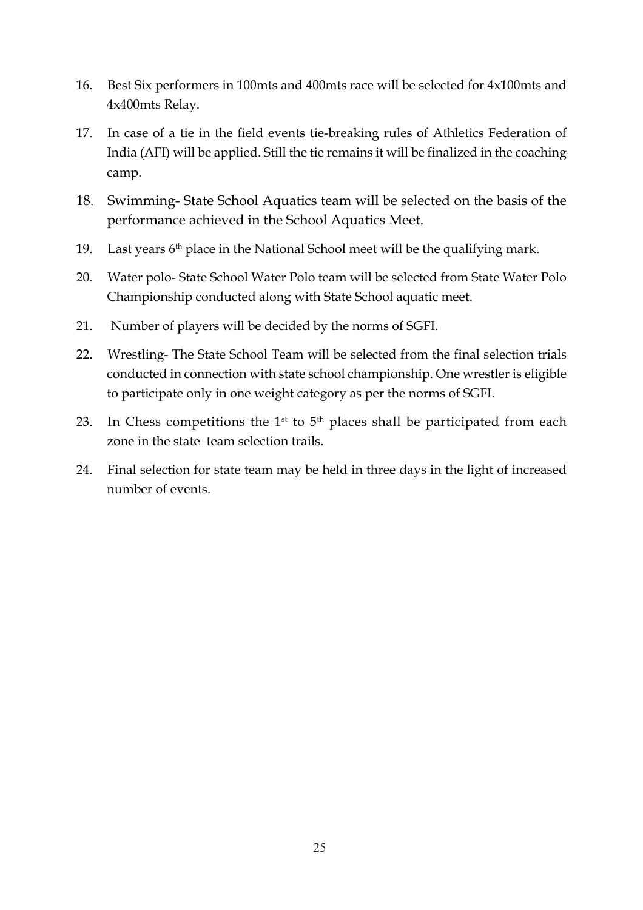16. Best Six performers in 100mts and 400mts race will be selected for 4x100mts and 4x400mts Relay.
17. In case of a tie in the field events tie-breaking rules of Athletics Federation of India (AFI) will be applied. Still the tie remains it will be finalized in the coaching camp.
18. Swimming- State School Aquatics team will be selected on the basis of the performance achieved in the School Aquatics Meet.
19. Last years 6th place in the National School meet will be the qualifying mark.
20. Water polo- State School Water Polo team will be selected from State Water Polo Championship conducted along with State School aquatic meet.
21. Number of players will be decided by the norms of SGFI.
22. Wrestling- The State School Team will be selected from the final selection trials conducted in connection with state school championship. One wrestler is eligible to participate only in one weight category as per the norms of SGFI.
23. In Chess competitions the 1st to 5th places shall be participated from each zone in the state team selection trails.
24. Final selection for state team may be held in three days in the light of increased number of events.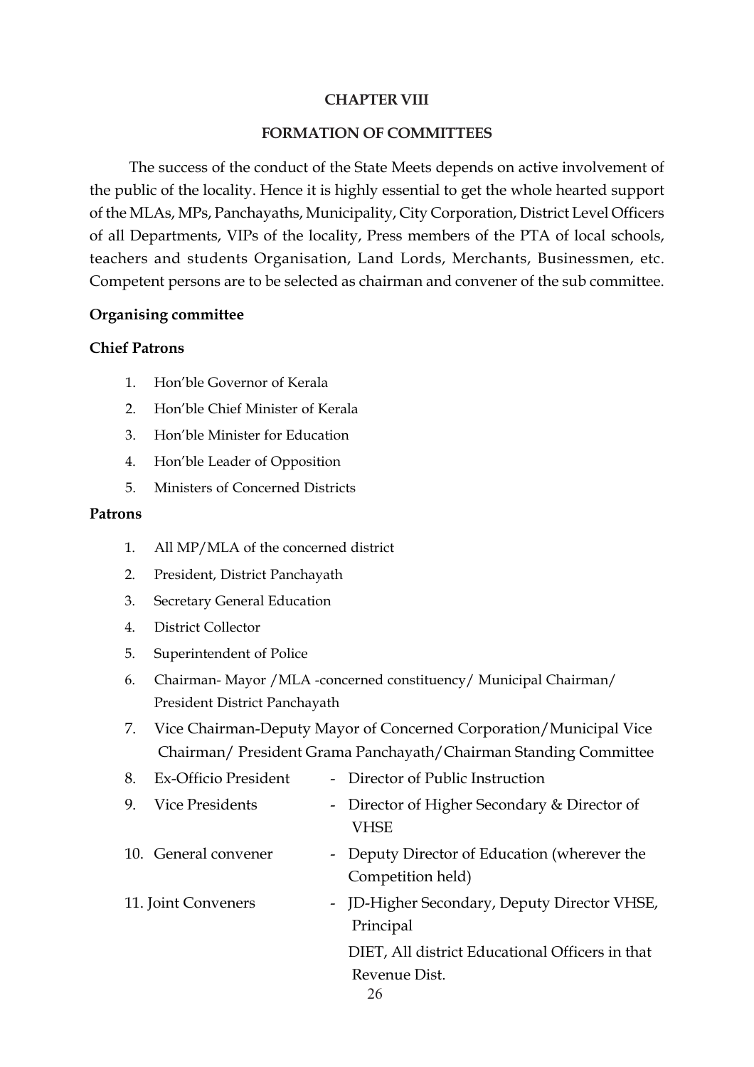# CHAPTER VIII

## FORMATION OF COMMITTEES

The success of the conduct of the State Meets depends on active involvement of the public of the locality. Hence it is highly essential to get the whole hearted support of the MLAs, MPs, Panchayaths, Municipality, City Corporation, District Level Officers of all Departments, VIPs of the locality, Press members of the PTA of local schools, teachers and students Organisation, Land Lords, Merchants, Businessmen, etc. Competent persons are to be selected as chairman and convener of the sub committee.

**Organising committee**

**Chief Patrons**

1. Hon'ble Governor of Kerala
2. Hon'ble Chief Minister of Kerala
3. Hon'ble Minister for Education
4. Hon'ble Leader of Opposition
5. Ministers of Concerned Districts

**Patrons**

1. All MP/MLA of the concerned district
2. President, District Panchayath
3. Secretary General Education
4. District Collector
5. Superintendent of Police
6. Chairman- Mayor /MLA -concerned constituency/ Municipal Chairman/ President District Panchayath
7. Vice Chairman-Deputy Mayor of Concerned Corporation/Municipal Vice Chairman/ President Grama Panchayath/Chairman Standing Committee
8. Ex-Officio President - Director of Public Instruction
9. Vice Presidents - Director of Higher Secondary & Director of VHSE
10. General convener - Deputy Director of Education (wherever the Competition held)
11. Joint Conveners - JD-Higher Secondary, Deputy Director VHSE, Principal DIET, All district Educational Officers in that Revenue Dist.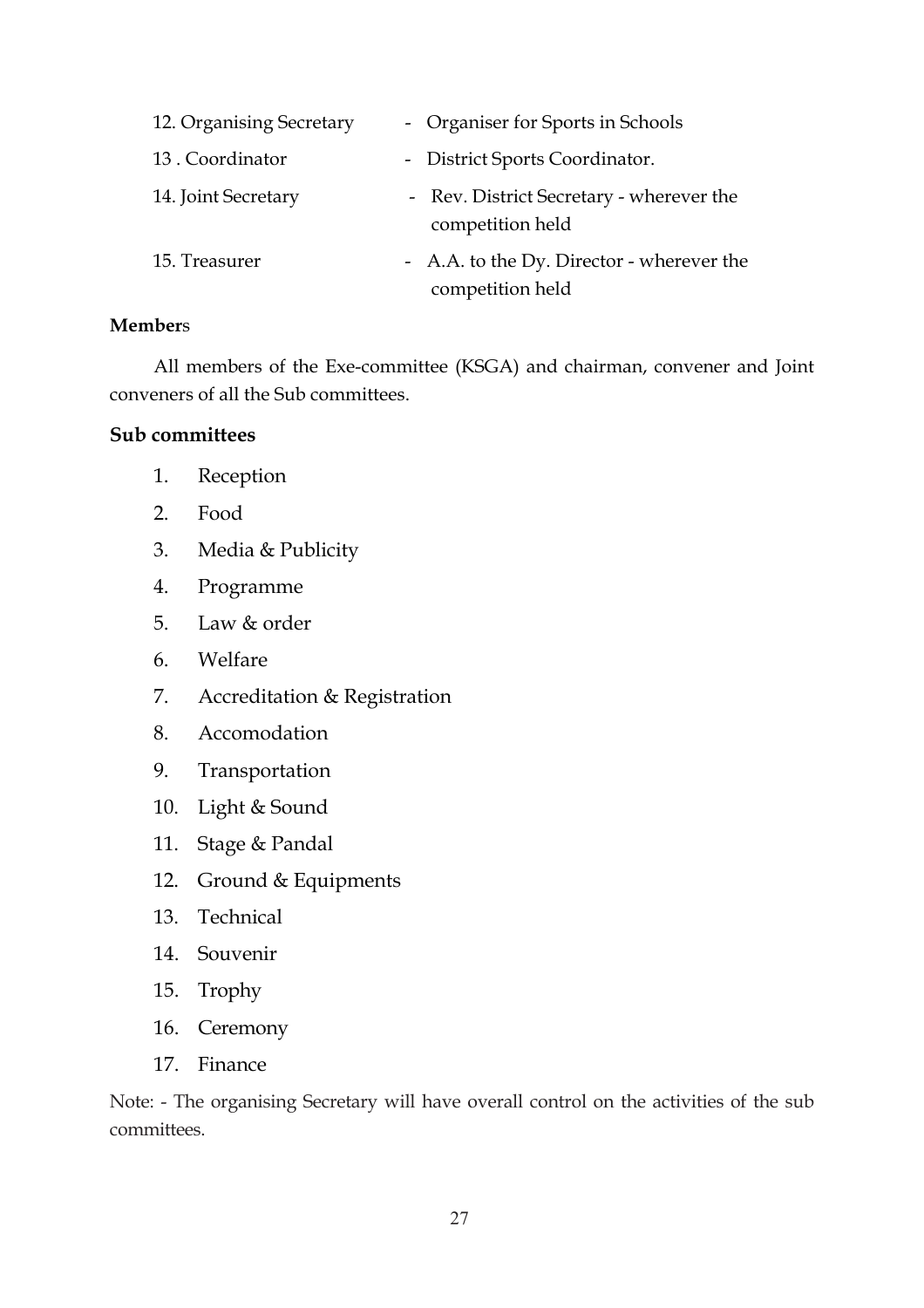12. Organising Secretary - Organiser for Sports in Schools
13 . Coordinator - District Sports Coordinator.
14. Joint Secretary - Rev. District Secretary - wherever the competition held
15. Treasurer - A.A. to the Dy. Director - wherever the competition held

**Member**s

All members of the Exe-committee (KSGA) and chairman, convener and Joint conveners of all the Sub committees.

**Sub committees**

1. Reception
2. Food
3. Media & Publicity
4. Programme
5. Law & order
6. Welfare
7. Accreditation & Registration
8. Accomodation
9. Transportation
10. Light & Sound
11. Stage & Pandal
12. Ground & Equipments
13. Technical
14. Souvenir
15. Trophy
16. Ceremony
17. Finance

Note: - The organising Secretary will have overall control on the activities of the sub committees.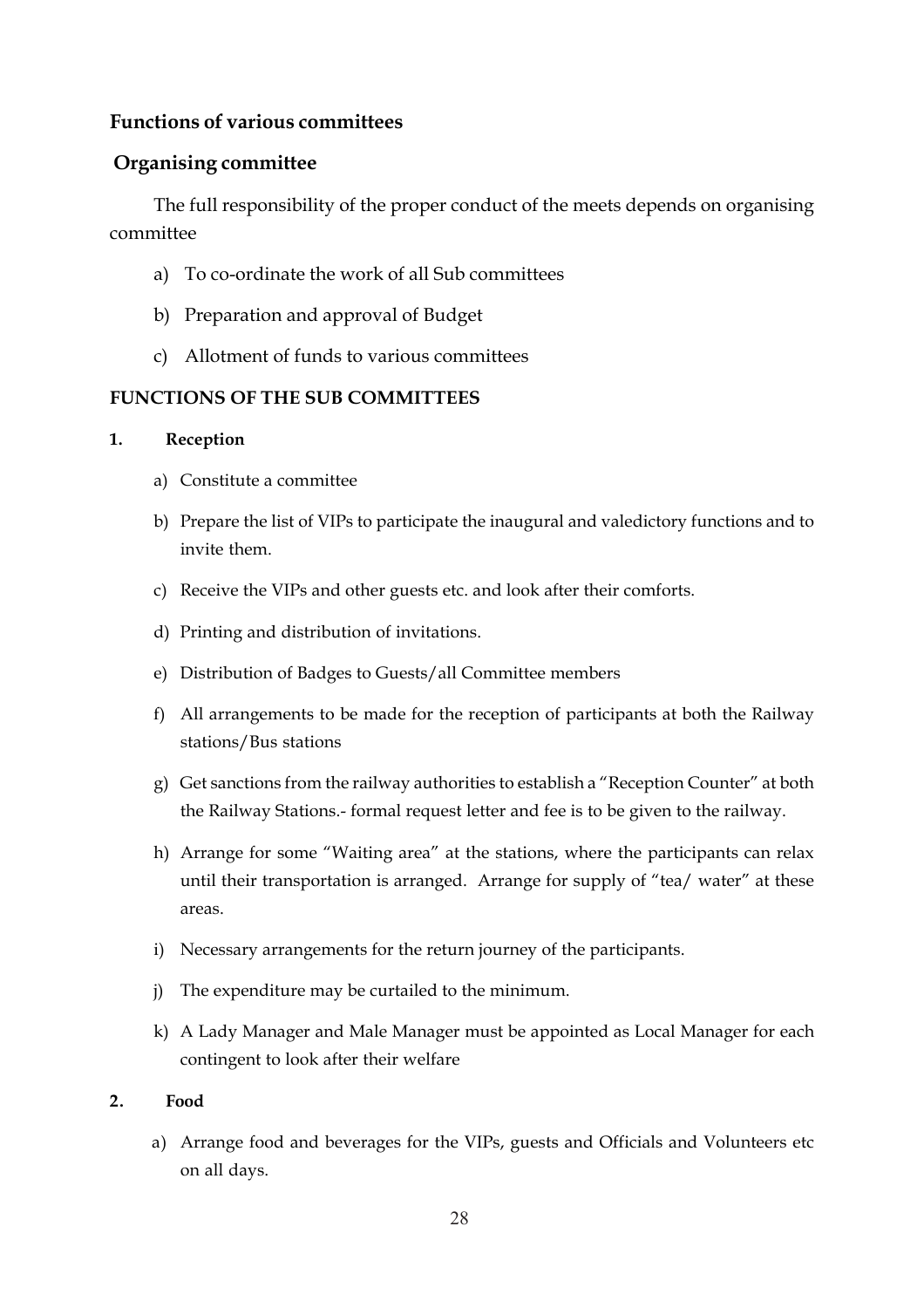## Functions of various committees

## Organising committee

The full responsibility of the proper conduct of the meets depends on organising committee

a) To co-ordinate the work of all Sub committees

b) Preparation and approval of Budget

c) Allotment of funds to various committees

### FUNCTIONS OF THE SUB COMMITTEES

**1. Reception**

a) Constitute a committee

b) Prepare the list of VIPs to participate the inaugural and valedictory functions and to invite them.

c) Receive the VIPs and other guests etc. and look after their comforts.

d) Printing and distribution of invitations.

e) Distribution of Badges to Guests/all Committee members

f) All arrangements to be made for the reception of participants at both the Railway stations/Bus stations

g) Get sanctions from the railway authorities to establish a "Reception Counter" at both the Railway Stations.- formal request letter and fee is to be given to the railway.

h) Arrange for some "Waiting area" at the stations, where the participants can relax until their transportation is arranged. Arrange for supply of "tea/ water" at these areas.

i) Necessary arrangements for the return journey of the participants.

j) The expenditure may be curtailed to the minimum.

k) A Lady Manager and Male Manager must be appointed as Local Manager for each contingent to look after their welfare

**2. Food**

a) Arrange food and beverages for the VIPs, guests and Officials and Volunteers etc on all days.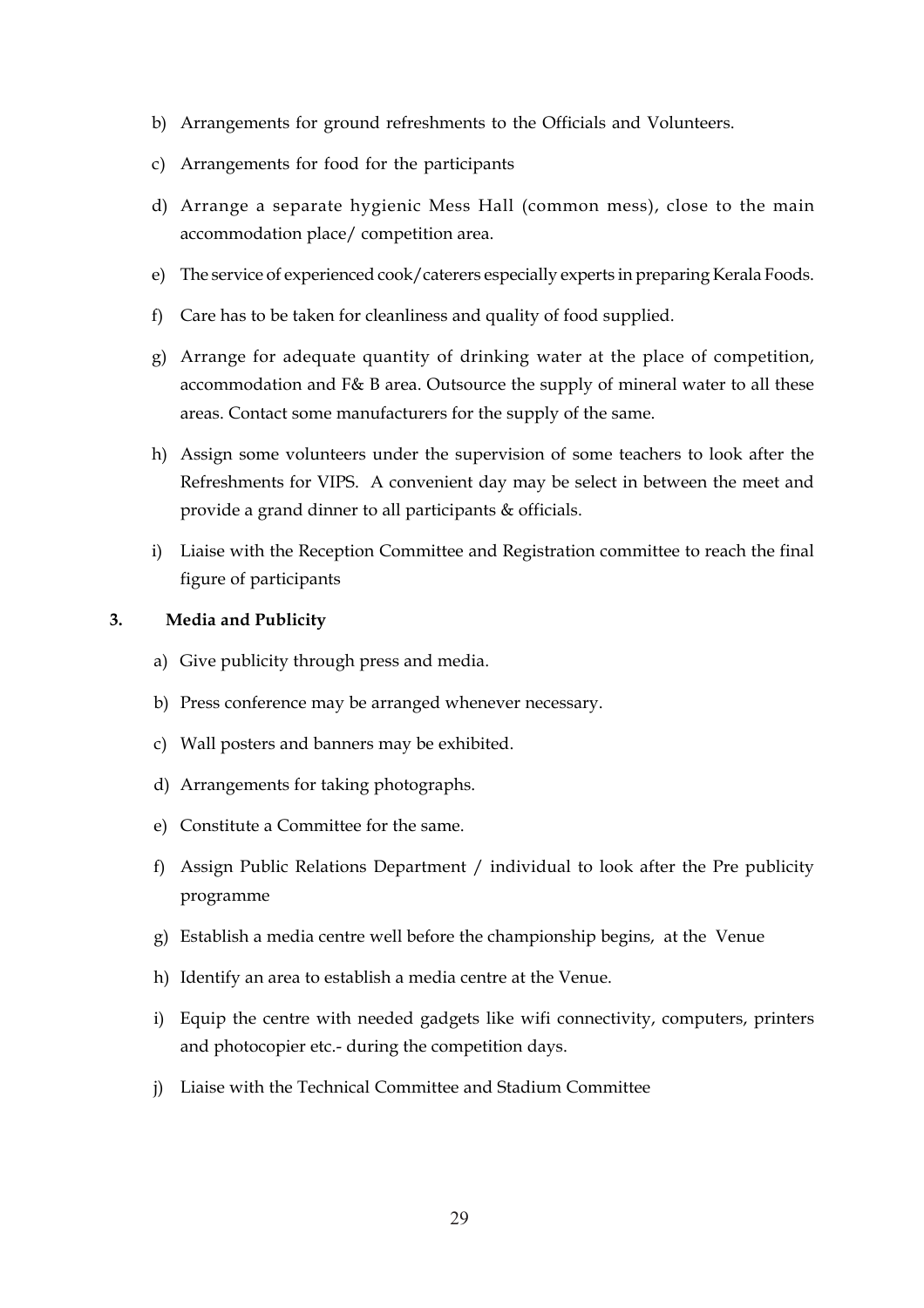b) Arrangements for ground refreshments to the Officials and Volunteers.

c) Arrangements for food for the participants

d) Arrange a separate hygienic Mess Hall (common mess), close to the main accommodation place/ competition area.

e) The service of experienced cook/caterers especially experts in preparing Kerala Foods.

f) Care has to be taken for cleanliness and quality of food supplied.

g) Arrange for adequate quantity of drinking water at the place of competition, accommodation and F& B area. Outsource the supply of mineral water to all these areas. Contact some manufacturers for the supply of the same.

h) Assign some volunteers under the supervision of some teachers to look after the Refreshments for VIPS. A convenient day may be select in between the meet and provide a grand dinner to all participants & officials.

i) Liaise with the Reception Committee and Registration committee to reach the final figure of participants

**3. Media and Publicity**

a) Give publicity through press and media.

b) Press conference may be arranged whenever necessary.

c) Wall posters and banners may be exhibited.

d) Arrangements for taking photographs.

e) Constitute a Committee for the same.

f) Assign Public Relations Department / individual to look after the Pre publicity programme

g) Establish a media centre well before the championship begins, at the Venue

h) Identify an area to establish a media centre at the Venue.

i) Equip the centre with needed gadgets like wifi connectivity, computers, printers and photocopier etc.- during the competition days.

j) Liaise with the Technical Committee and Stadium Committee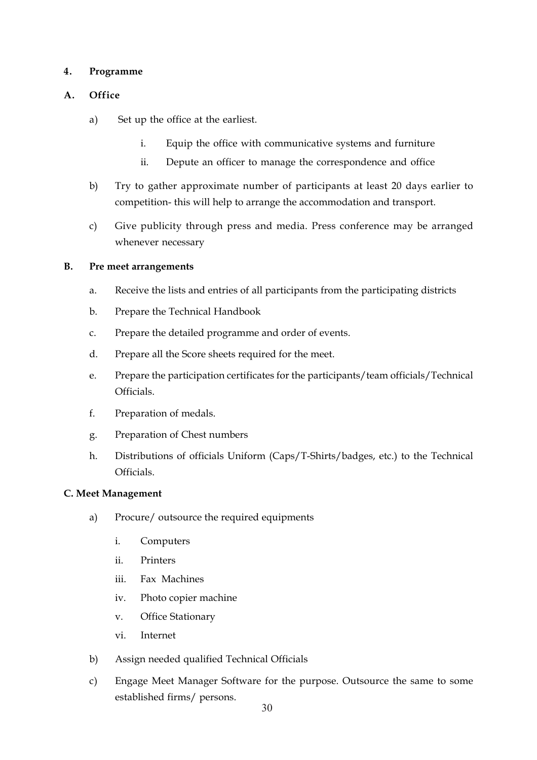**4. Programme**

**A. Office**

a) Set up the office at the earliest.

   i. Equip the office with communicative systems and furniture

   ii. Depute an officer to manage the correspondence and office

b) Try to gather approximate number of participants at least 20 days earlier to competition- this will help to arrange the accommodation and transport.

c) Give publicity through press and media. Press conference may be arranged whenever necessary

**B. Pre meet arrangements**

a. Receive the lists and entries of all participants from the participating districts

b. Prepare the Technical Handbook

c. Prepare the detailed programme and order of events.

d. Prepare all the Score sheets required for the meet.

e. Prepare the participation certificates for the participants/team officials/Technical Officials.

f. Preparation of medals.

g. Preparation of Chest numbers

h. Distributions of officials Uniform (Caps/T-Shirts/badges, etc.) to the Technical Officials.

**C. Meet Management**

a) Procure/ outsource the required equipments

   i. Computers

   ii. Printers

   iii. Fax Machines

   iv. Photo copier machine

   v. Office Stationary

   vi. Internet

b) Assign needed qualified Technical Officials

c) Engage Meet Manager Software for the purpose. Outsource the same to some established firms/ persons.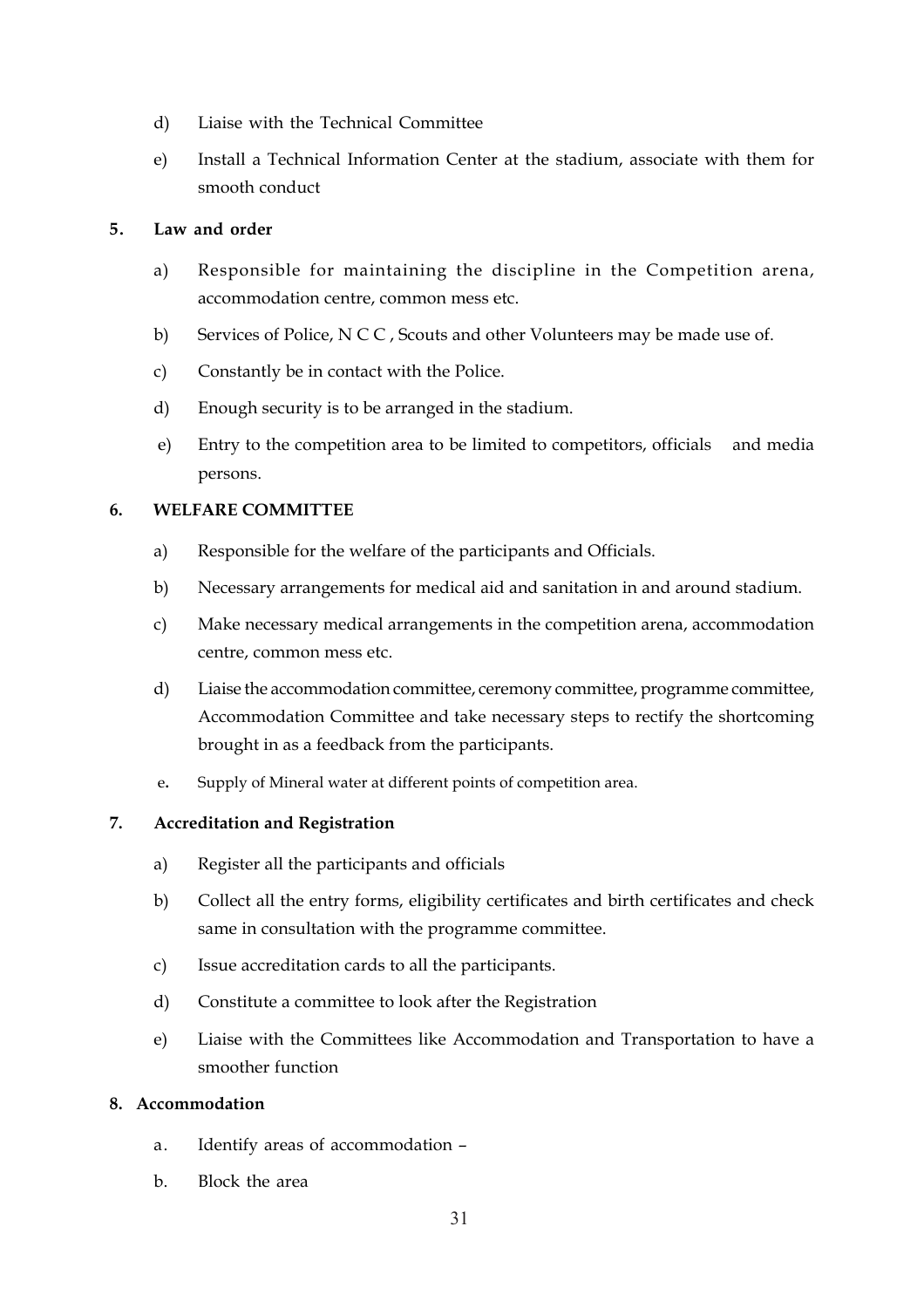d) Liaise with the Technical Committee

e) Install a Technical Information Center at the stadium, associate with them for smooth conduct

**5. Law and order**

a) Responsible for maintaining the discipline in the Competition arena, accommodation centre, common mess etc.

b) Services of Police, N C C , Scouts and other Volunteers may be made use of.

c) Constantly be in contact with the Police.

d) Enough security is to be arranged in the stadium.

e) Entry to the competition area to be limited to competitors, officials and media persons.

**6. WELFARE COMMITTEE**

a) Responsible for the welfare of the participants and Officials.

b) Necessary arrangements for medical aid and sanitation in and around stadium.

c) Make necessary medical arrangements in the competition arena, accommodation centre, common mess etc.

d) Liaise the accommodation committee, ceremony committee, programme committee, Accommodation Committee and take necessary steps to rectify the shortcoming brought in as a feedback from the participants.

e. Supply of Mineral water at different points of competition area.

**7. Accreditation and Registration**

a) Register all the participants and officials

b) Collect all the entry forms, eligibility certificates and birth certificates and check same in consultation with the programme committee.

c) Issue accreditation cards to all the participants.

d) Constitute a committee to look after the Registration

e) Liaise with the Committees like Accommodation and Transportation to have a smoother function

**8. Accommodation**

a. Identify areas of accommodation –

b. Block the area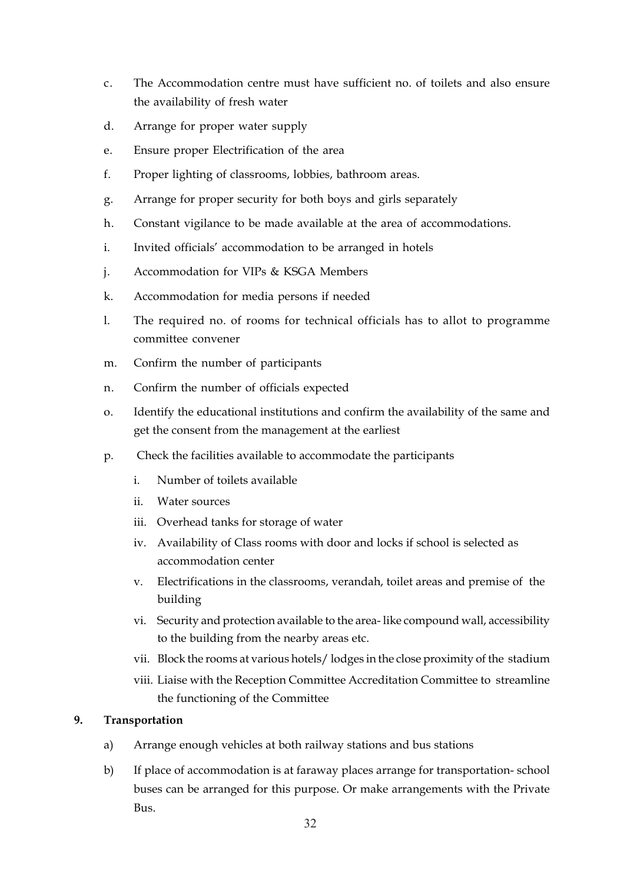c. The Accommodation centre must have sufficient no. of toilets and also ensure the availability of fresh water

d. Arrange for proper water supply

e. Ensure proper Electrification of the area

f. Proper lighting of classrooms, lobbies, bathroom areas.

g. Arrange for proper security for both boys and girls separately

h. Constant vigilance to be made available at the area of accommodations.

i. Invited officials' accommodation to be arranged in hotels

j. Accommodation for VIPs & KSGA Members

k. Accommodation for media persons if needed

l. The required no. of rooms for technical officials has to allot to programme committee convener

m. Confirm the number of participants

n. Confirm the number of officials expected

o. Identify the educational institutions and confirm the availability of the same and get the consent from the management at the earliest

p. Check the facilities available to accommodate the participants

   i. Number of toilets available
   ii. Water sources
   iii. Overhead tanks for storage of water
   iv. Availability of Class rooms with door and locks if school is selected as accommodation center
   v. Electrifications in the classrooms, verandah, toilet areas and premise of the building
   vi. Security and protection available to the area- like compound wall, accessibility to the building from the nearby areas etc.
   vii. Block the rooms at various hotels/ lodges in the close proximity of the stadium
   viii. Liaise with the Reception Committee Accreditation Committee to streamline the functioning of the Committee

**9. Transportation**

a) Arrange enough vehicles at both railway stations and bus stations

b) If place of accommodation is at faraway places arrange for transportation- school buses can be arranged for this purpose. Or make arrangements with the Private Bus.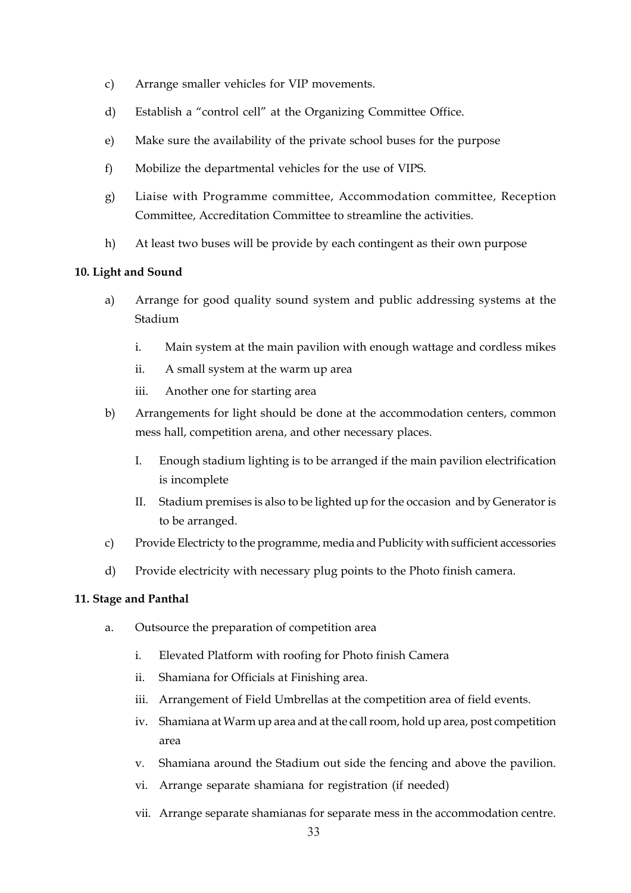c) Arrange smaller vehicles for VIP movements.

d) Establish a "control cell" at the Organizing Committee Office.

e) Make sure the availability of the private school buses for the purpose

f) Mobilize the departmental vehicles for the use of VIPS.

g) Liaise with Programme committee, Accommodation committee, Reception Committee, Accreditation Committee to streamline the activities.

h) At least two buses will be provide by each contingent as their own purpose

**10. Light and Sound**

a) Arrange for good quality sound system and public addressing systems at the Stadium

   i. Main system at the main pavilion with enough wattage and cordless mikes

   ii. A small system at the warm up area

   iii. Another one for starting area

b) Arrangements for light should be done at the accommodation centers, common mess hall, competition arena, and other necessary places.

   I. Enough stadium lighting is to be arranged if the main pavilion electrification is incomplete

   II. Stadium premises is also to be lighted up for the occasion and by Generator is to be arranged.

c) Provide Electricty to the programme, media and Publicity with sufficient accessories

d) Provide electricity with necessary plug points to the Photo finish camera.

**11. Stage and Panthal**

a. Outsource the preparation of competition area

   i. Elevated Platform with roofing for Photo finish Camera

   ii. Shamiana for Officials at Finishing area.

   iii. Arrangement of Field Umbrellas at the competition area of field events.

   iv. Shamiana at Warm up area and at the call room, hold up area, post competition area

   v. Shamiana around the Stadium out side the fencing and above the pavilion.

   vi. Arrange separate shamiana for registration (if needed)

   vii. Arrange separate shamianas for separate mess in the accommodation centre.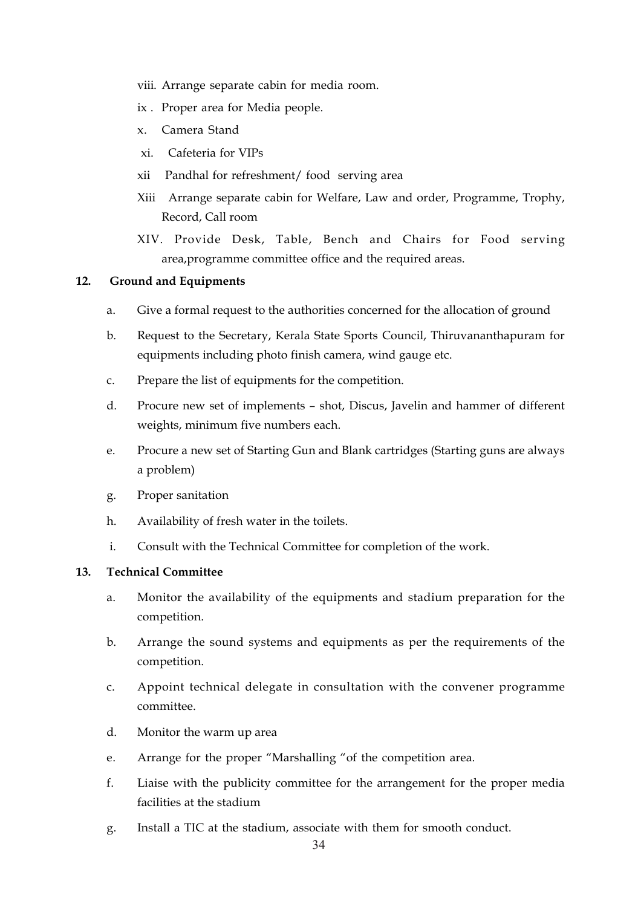viii. Arrange separate cabin for media room.

ix . Proper area for Media people.

x. Camera Stand

xi. Cafeteria for VIPs

xii Pandhal for refreshment/ food serving area

Xiii Arrange separate cabin for Welfare, Law and order, Programme, Trophy, Record, Call room

XIV. Provide Desk, Table, Bench and Chairs for Food serving area,programme committee office and the required areas.

**12. Ground and Equipments**

a. Give a formal request to the authorities concerned for the allocation of ground

b. Request to the Secretary, Kerala State Sports Council, Thiruvananthapuram for equipments including photo finish camera, wind gauge etc.

c. Prepare the list of equipments for the competition.

d. Procure new set of implements – shot, Discus, Javelin and hammer of different weights, minimum five numbers each.

e. Procure a new set of Starting Gun and Blank cartridges (Starting guns are always a problem)

g. Proper sanitation

h. Availability of fresh water in the toilets.

i. Consult with the Technical Committee for completion of the work.

**13. Technical Committee**

a. Monitor the availability of the equipments and stadium preparation for the competition.

b. Arrange the sound systems and equipments as per the requirements of the competition.

c. Appoint technical delegate in consultation with the convener programme committee.

d. Monitor the warm up area

e. Arrange for the proper "Marshalling "of the competition area.

f. Liaise with the publicity committee for the arrangement for the proper media facilities at the stadium

g. Install a TIC at the stadium, associate with them for smooth conduct.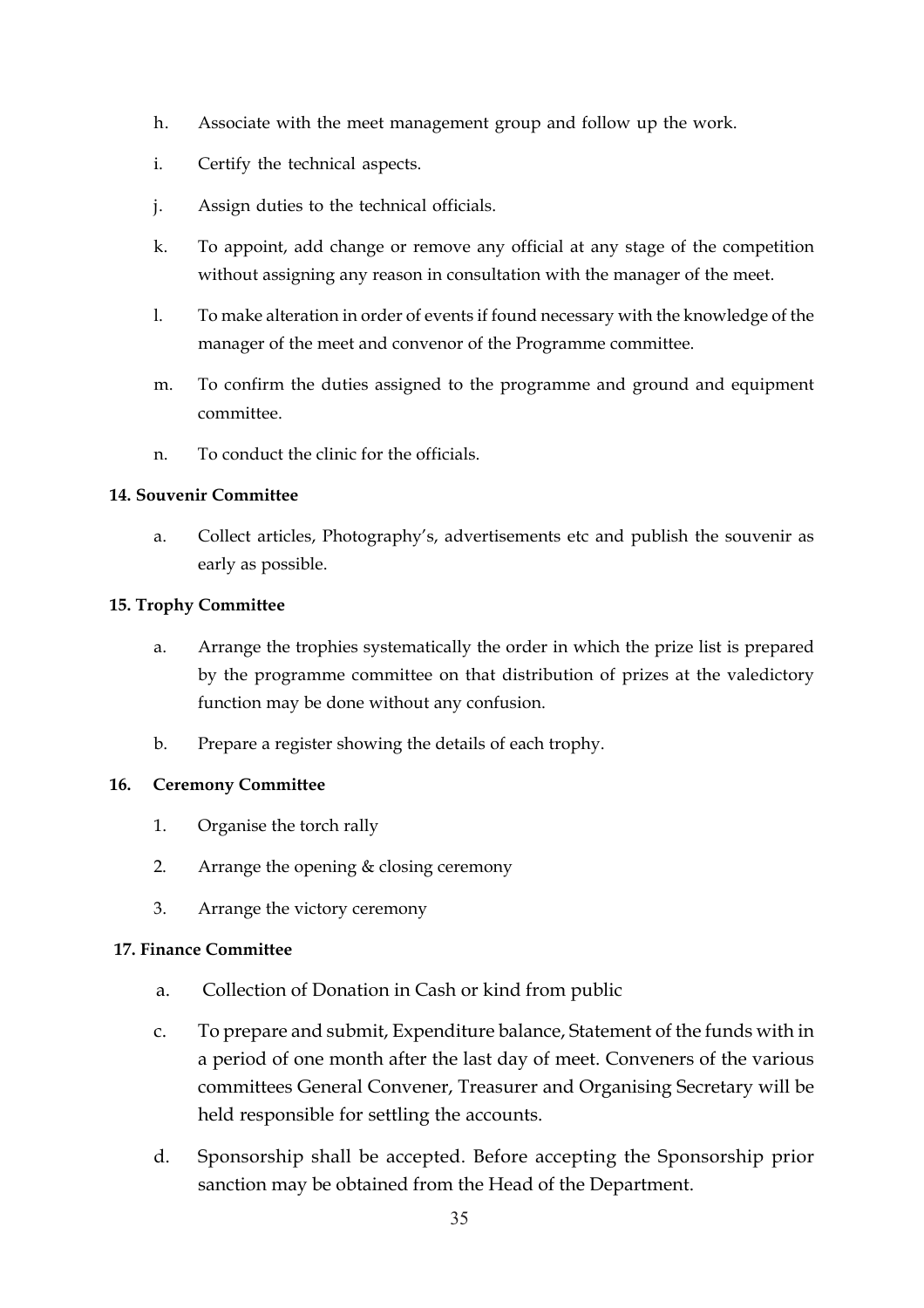h. Associate with the meet management group and follow up the work.

i. Certify the technical aspects.

j. Assign duties to the technical officials.

k. To appoint, add change or remove any official at any stage of the competition without assigning any reason in consultation with the manager of the meet.

l. To make alteration in order of events if found necessary with the knowledge of the manager of the meet and convenor of the Programme committee.

m. To confirm the duties assigned to the programme and ground and equipment committee.

n. To conduct the clinic for the officials.

**14. Souvenir Committee**

a. Collect articles, Photography's, advertisements etc and publish the souvenir as early as possible.

**15. Trophy Committee**

a. Arrange the trophies systematically the order in which the prize list is prepared by the programme committee on that distribution of prizes at the valedictory function may be done without any confusion.

b. Prepare a register showing the details of each trophy.

**16. Ceremony Committee**

1. Organise the torch rally
2. Arrange the opening & closing ceremony
3. Arrange the victory ceremony

**17. Finance Committee**

a. Collection of Donation in Cash or kind from public

c. To prepare and submit, Expenditure balance, Statement of the funds with in a period of one month after the last day of meet. Conveners of the various committees General Convener, Treasurer and Organising Secretary will be held responsible for settling the accounts.

d. Sponsorship shall be accepted. Before accepting the Sponsorship prior sanction may be obtained from the Head of the Department.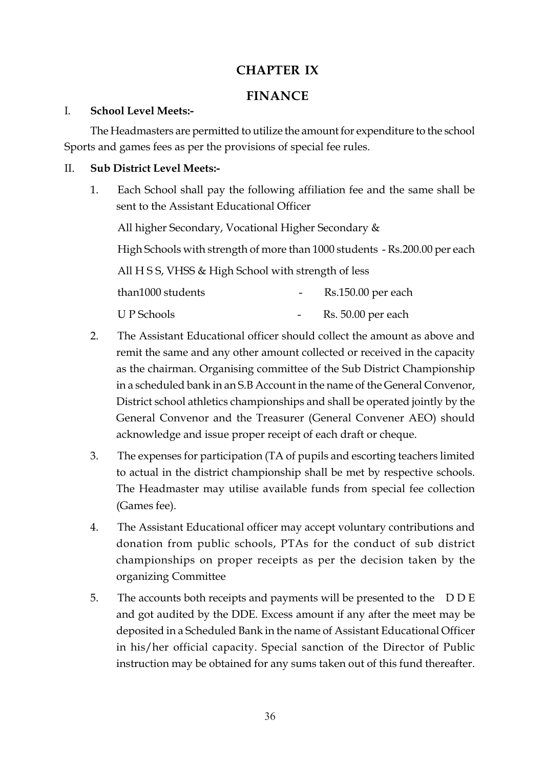# CHAPTER IX

## FINANCE

I. **School Level Meets:-**

The Headmasters are permitted to utilize the amount for expenditure to the school Sports and games fees as per the provisions of special fee rules.

II. **Sub District Level Meets:-**

1. Each School shall pay the following affiliation fee and the same shall be sent to the Assistant Educational Officer

   All higher Secondary, Vocational Higher Secondary &

   High Schools with strength of more than 1000 students - Rs.200.00 per each

   All H S S, VHSS & High School with strength of less

   than1000 students - Rs.150.00 per each

   U P Schools - Rs. 50.00 per each

2. The Assistant Educational officer should collect the amount as above and remit the same and any other amount collected or received in the capacity as the chairman. Organising committee of the Sub District Championship in a scheduled bank in an S.B Account in the name of the General Convenor, District school athletics championships and shall be operated jointly by the General Convenor and the Treasurer (General Convener AEO) should acknowledge and issue proper receipt of each draft or cheque.

3. The expenses for participation (TA of pupils and escorting teachers limited to actual in the district championship shall be met by respective schools. The Headmaster may utilise available funds from special fee collection (Games fee).

4. The Assistant Educational officer may accept voluntary contributions and donation from public schools, PTAs for the conduct of sub district championships on proper receipts as per the decision taken by the organizing Committee

5. The accounts both receipts and payments will be presented to the D D E and got audited by the DDE. Excess amount if any after the meet may be deposited in a Scheduled Bank in the name of Assistant Educational Officer in his/her official capacity. Special sanction of the Director of Public instruction may be obtained for any sums taken out of this fund thereafter.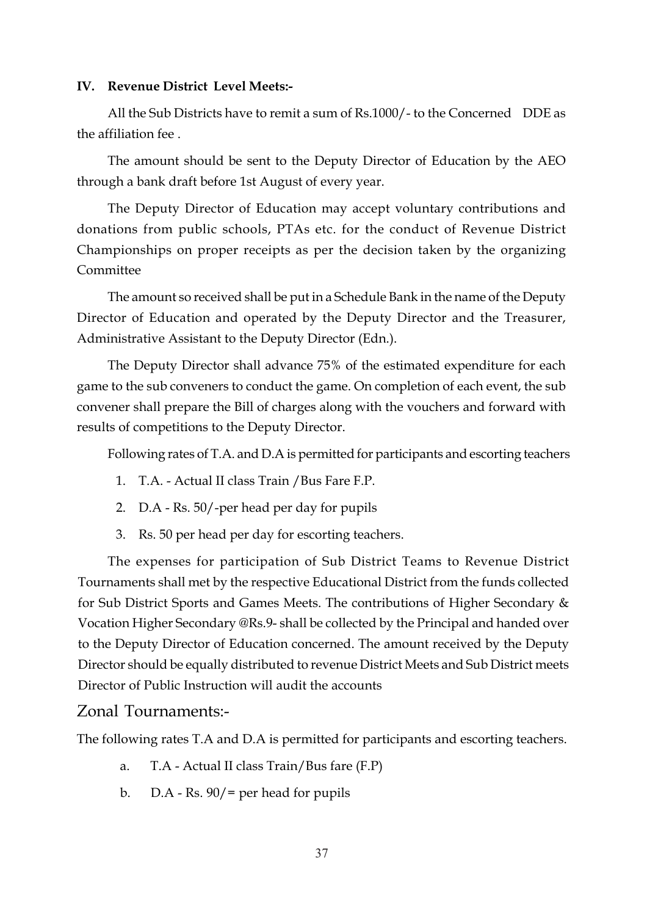### IV. Revenue District Level Meets:-

All the Sub Districts have to remit a sum of Rs.1000/- to the Concerned DDE as the affiliation fee .

The amount should be sent to the Deputy Director of Education by the AEO through a bank draft before 1st August of every year.

The Deputy Director of Education may accept voluntary contributions and donations from public schools, PTAs etc. for the conduct of Revenue District Championships on proper receipts as per the decision taken by the organizing Committee

The amount so received shall be put in a Schedule Bank in the name of the Deputy Director of Education and operated by the Deputy Director and the Treasurer, Administrative Assistant to the Deputy Director (Edn.).

The Deputy Director shall advance 75% of the estimated expenditure for each game to the sub conveners to conduct the game. On completion of each event, the sub convener shall prepare the Bill of charges along with the vouchers and forward with results of competitions to the Deputy Director.

Following rates of T.A. and D.A is permitted for participants and escorting teachers

1. T.A. - Actual II class Train /Bus Fare F.P.
2. D.A - Rs. 50/-per head per day for pupils
3. Rs. 50 per head per day for escorting teachers.

The expenses for participation of Sub District Teams to Revenue District Tournaments shall met by the respective Educational District from the funds collected for Sub District Sports and Games Meets. The contributions of Higher Secondary & Vocation Higher Secondary @Rs.9- shall be collected by the Principal and handed over to the Deputy Director of Education concerned. The amount received by the Deputy Director should be equally distributed to revenue District Meets and Sub District meets Director of Public Instruction will audit the accounts

## Zonal Tournaments:-

The following rates T.A and D.A is permitted for participants and escorting teachers.

a. T.A - Actual II class Train/Bus fare (F.P)
b. D.A - Rs. 90/= per head for pupils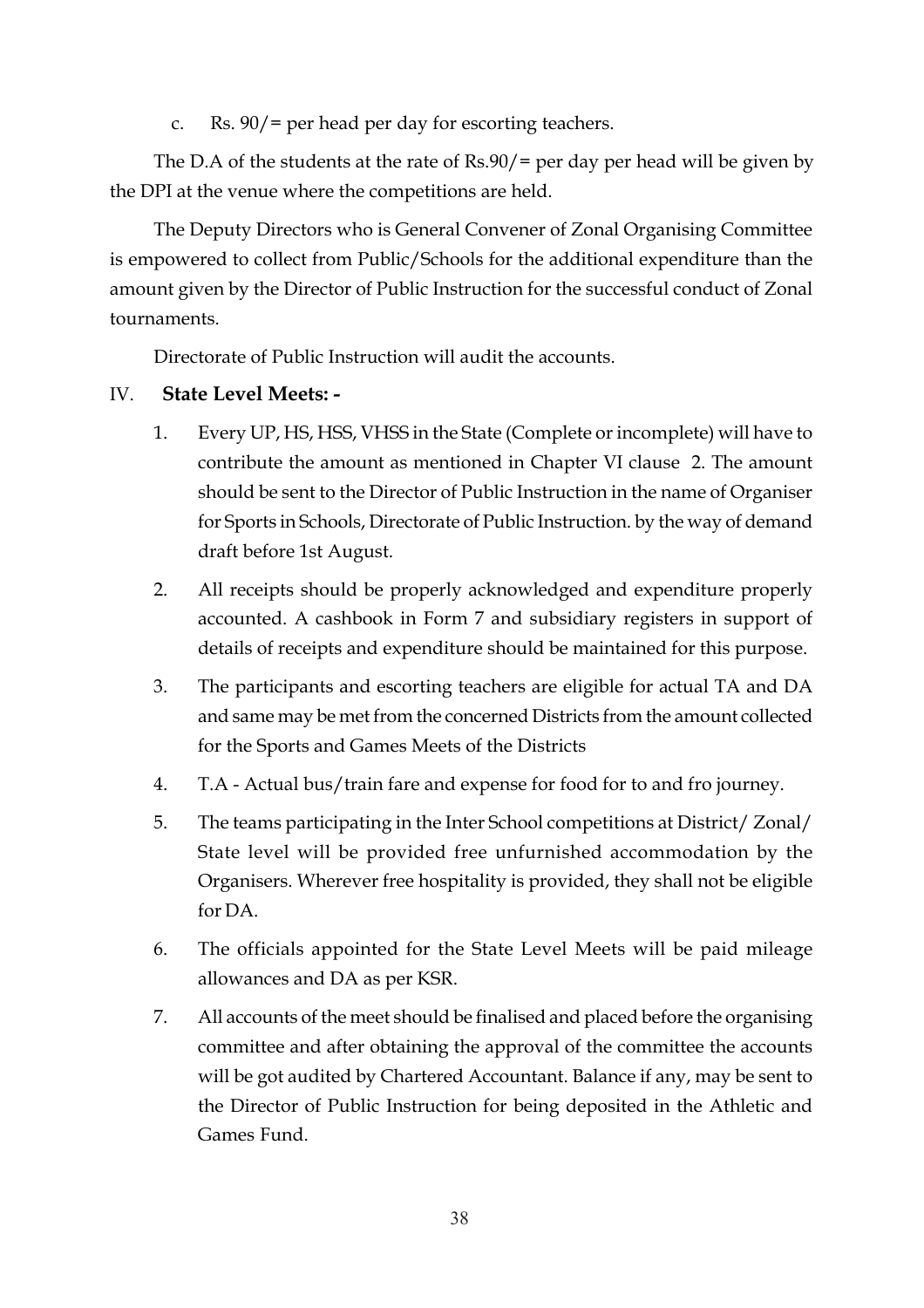c. Rs. 90/= per head per day for escorting teachers.

The D.A of the students at the rate of Rs.90/= per day per head will be given by the DPI at the venue where the competitions are held.

The Deputy Directors who is General Convener of Zonal Organising Committee is empowered to collect from Public/Schools for the additional expenditure than the amount given by the Director of Public Instruction for the successful conduct of Zonal tournaments.

Directorate of Public Instruction will audit the accounts.

IV. **State Level Meets: -**

1. Every UP, HS, HSS, VHSS in the State (Complete or incomplete) will have to contribute the amount as mentioned in Chapter VI clause 2. The amount should be sent to the Director of Public Instruction in the name of Organiser for Sports in Schools, Directorate of Public Instruction. by the way of demand draft before 1st August.
2. All receipts should be properly acknowledged and expenditure properly accounted. A cashbook in Form 7 and subsidiary registers in support of details of receipts and expenditure should be maintained for this purpose.
3. The participants and escorting teachers are eligible for actual TA and DA and same may be met from the concerned Districts from the amount collected for the Sports and Games Meets of the Districts
4. T.A - Actual bus/train fare and expense for food for to and fro journey.
5. The teams participating in the Inter School competitions at District/ Zonal/ State level will be provided free unfurnished accommodation by the Organisers. Wherever free hospitality is provided, they shall not be eligible for DA.
6. The officials appointed for the State Level Meets will be paid mileage allowances and DA as per KSR.
7. All accounts of the meet should be finalised and placed before the organising committee and after obtaining the approval of the committee the accounts will be got audited by Chartered Accountant. Balance if any, may be sent to the Director of Public Instruction for being deposited in the Athletic and Games Fund.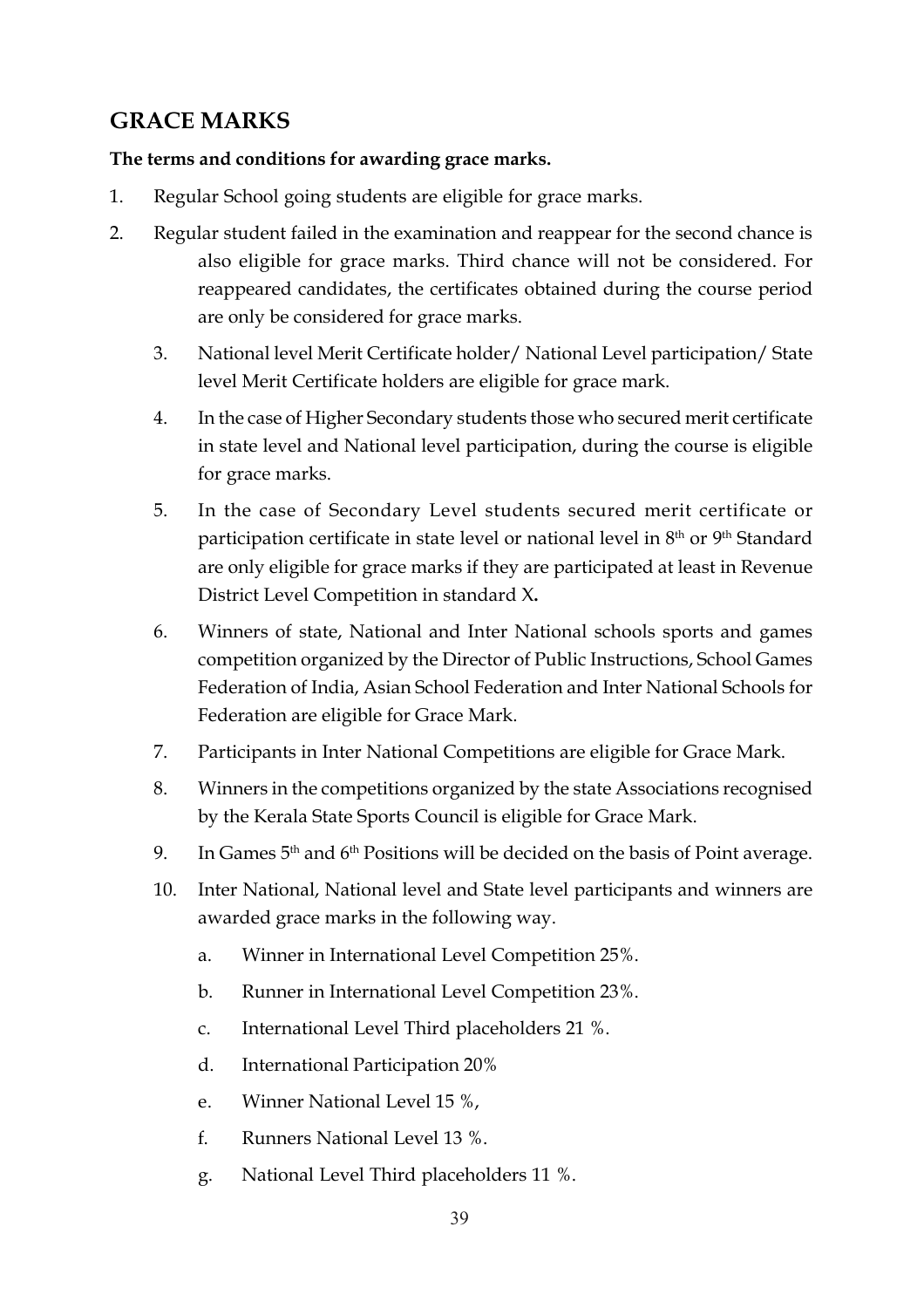## GRACE MARKS

**The terms and conditions for awarding grace marks.**

1. Regular School going students are eligible for grace marks.
2. Regular student failed in the examination and reappear for the second chance is also eligible for grace marks. Third chance will not be considered. For reappeared candidates, the certificates obtained during the course period are only be considered for grace marks.
3. National level Merit Certificate holder/ National Level participation/ State level Merit Certificate holders are eligible for grace mark.
4. In the case of Higher Secondary students those who secured merit certificate in state level and National level participation, during the course is eligible for grace marks.
5. In the case of Secondary Level students secured merit certificate or participation certificate in state level or national level in 8th or 9th Standard are only eligible for grace marks if they are participated at least in Revenue District Level Competition in standard X**.**
6. Winners of state, National and Inter National schools sports and games competition organized by the Director of Public Instructions, School Games Federation of India, Asian School Federation and Inter National Schools for Federation are eligible for Grace Mark.
7. Participants in Inter National Competitions are eligible for Grace Mark.
8. Winners in the competitions organized by the state Associations recognised by the Kerala State Sports Council is eligible for Grace Mark.
9. In Games 5th and 6th Positions will be decided on the basis of Point average.
10. Inter National, National level and State level participants and winners are awarded grace marks in the following way.
    a. Winner in International Level Competition 25%.
    b. Runner in International Level Competition 23%.
    c. International Level Third placeholders 21 %.
    d. International Participation 20%
    e. Winner National Level 15 %,
    f. Runners National Level 13 %.
    g. National Level Third placeholders 11 %.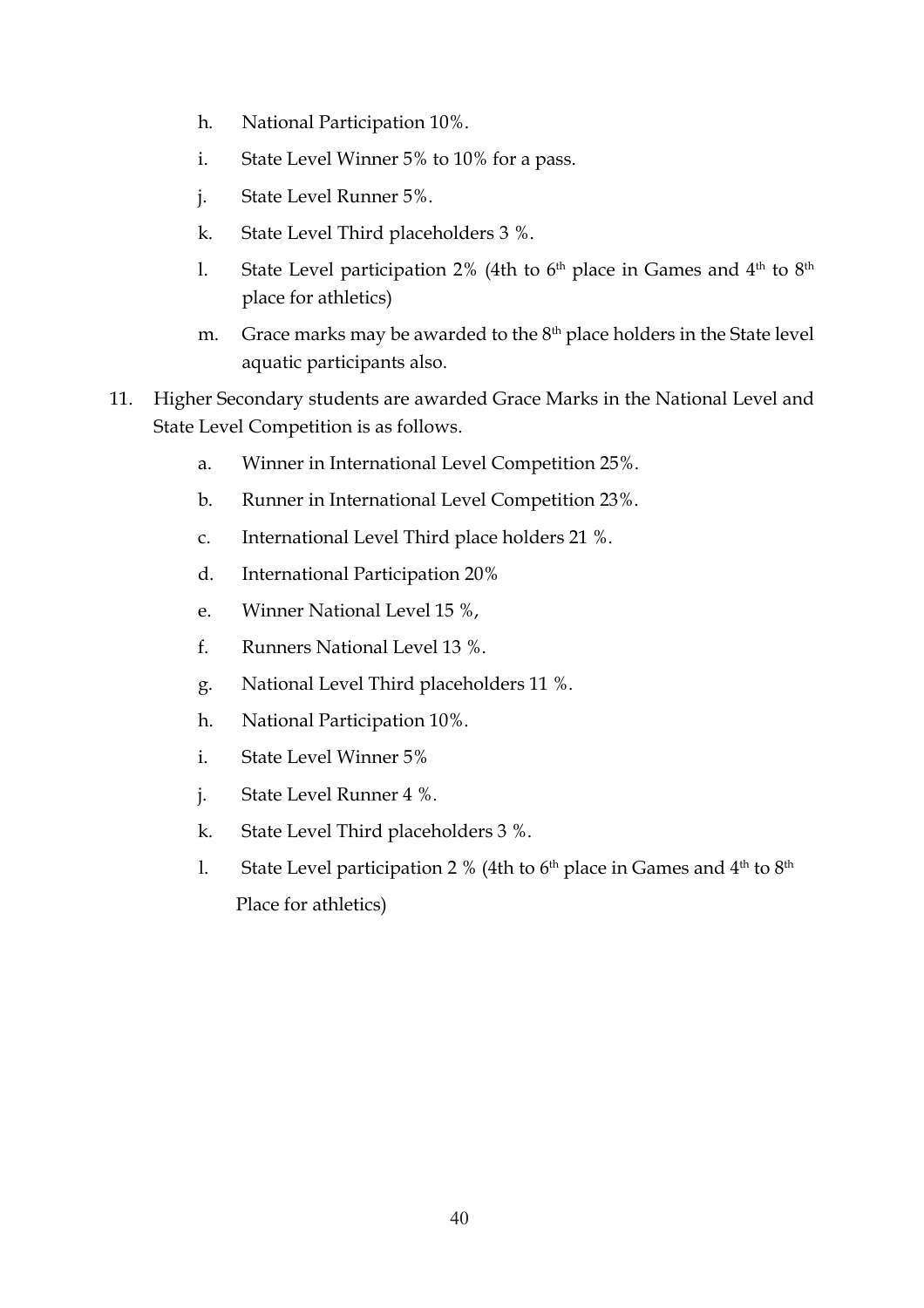h. National Participation 10%.

i. State Level Winner 5% to 10% for a pass.

j. State Level Runner 5%.

k. State Level Third placeholders 3 %.

l. State Level participation 2% (4th to 6th place in Games and 4th to 8th place for athletics)

m. Grace marks may be awarded to the 8th place holders in the State level aquatic participants also.

11. Higher Secondary students are awarded Grace Marks in the National Level and State Level Competition is as follows.

   a. Winner in International Level Competition 25%.

   b. Runner in International Level Competition 23%.

   c. International Level Third place holders 21 %.

   d. International Participation 20%

   e. Winner National Level 15 %,

   f. Runners National Level 13 %.

   g. National Level Third placeholders 11 %.

   h. National Participation 10%.

   i. State Level Winner 5%

   j. State Level Runner 4 %.

   k. State Level Third placeholders 3 %.

   l. State Level participation 2 % (4th to 6th place in Games and 4th to 8th Place for athletics)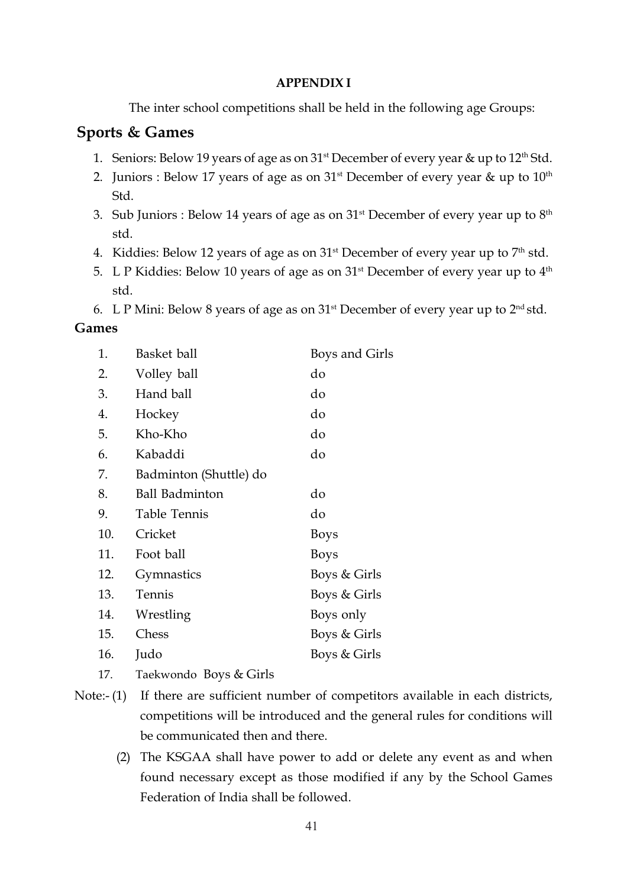**APPENDIX I**

The inter school competitions shall be held in the following age Groups:

## Sports & Games

1. Seniors: Below 19 years of age as on 31st December of every year & up to 12th Std.
2. Juniors : Below 17 years of age as on 31st December of every year & up to 10th Std.
3. Sub Juniors : Below 14 years of age as on 31st December of every year up to 8th std.
4. Kiddies: Below 12 years of age as on 31st December of every year up to 7th std.
5. L P Kiddies: Below 10 years of age as on 31st December of every year up to 4th std.
6. L P Mini: Below 8 years of age as on 31st December of every year up to 2nd std.

**Games**

| | | |
|---|---|---|
| 1. | Basket ball | Boys and Girls |
| 2. | Volley ball | do |
| 3. | Hand ball | do |
| 4. | Hockey | do |
| 5. | Kho-Kho | do |
| 6. | Kabaddi | do |
| 7. | Badminton (Shuttle) | do |
| 8. | Ball Badminton | do |
| 9. | Table Tennis | do |
| 10. | Cricket | Boys |
| 11. | Foot ball | Boys |
| 12. | Gymnastics | Boys & Girls |
| 13. | Tennis | Boys & Girls |
| 14. | Wrestling | Boys only |
| 15. | Chess | Boys & Girls |
| 16. | Judo | Boys & Girls |
| 17. | Taekwondo | Boys & Girls |

Note:- (1) If there are sufficient number of competitors available in each districts, competitions will be introduced and the general rules for conditions will be communicated then and there.

(2) The KSGAA shall have power to add or delete any event as and when found necessary except as those modified if any by the School Games Federation of India shall be followed.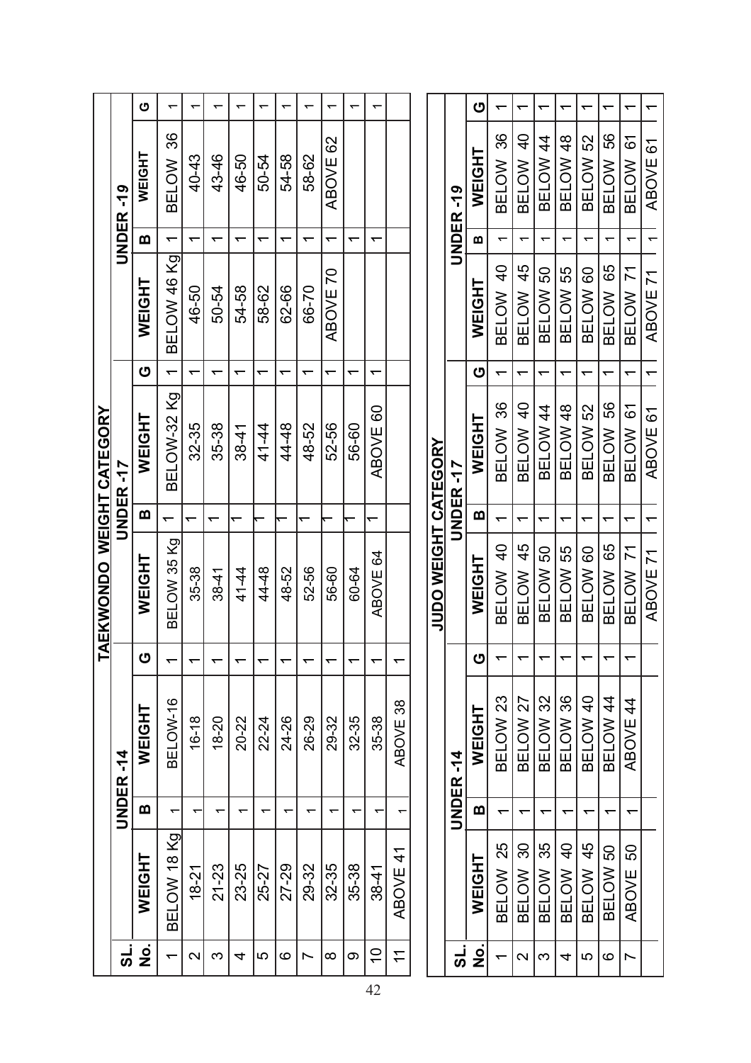## TAEKWONDO WEIGHT CATEGORY

| SL. No. | UNDER -14 WEIGHT | | | | UNDER -17 WEIGHT | | | | UNDER -19 WEIGHT | | | |
|---|---|---|---|---|---|---|---|---|---|---|---|---|
| | WEIGHT | B | WEIGHT | G | WEIGHT | B | WEIGHT | G | WEIGHT | B | WEIGHT | G |
| 1 | BELOW 18 Kg | 1 | BELOW-16 | 1 | BELOW 35 Kg | 1 | BELOW-32 Kg | 1 | BELOW 46 Kg | 1 | BELOW 36 | 1 |
| 2 | 18-21 | 1 | 16-18 | 1 | 35-38 | 1 | 32-35 | 1 | 46-50 | 1 | 40-43 | 1 |
| 3 | 21-23 | 1 | 18-20 | 1 | 38-41 | 1 | 35-38 | 1 | 50-54 | 1 | 43-46 | 1 |
| 4 | 23-25 | 1 | 20-22 | 1 | 41-44 | 1 | 38-41 | 1 | 54-58 | 1 | 46-50 | 1 |
| 5 | 25-27 | 1 | 22-24 | 1 | 44-48 | 1 | 41-44 | 1 | 58-62 | 1 | 50-54 | 1 |
| 6 | 27-29 | 1 | 24-26 | 1 | 48-52 | 1 | 44-48 | 1 | 62-66 | 1 | 54-58 | 1 |
| 7 | 29-32 | 1 | 26-29 | 1 | 52-56 | 1 | 48-52 | 1 | 66-70 | 1 | 58-62 | 1 |
| 8 | 32-35 | 1 | 29-32 | 1 | 56-60 | 1 | 52-56 | 1 | ABOVE 70 | 1 | ABOVE 62 | 1 |
| 9 | 35-38 | 1 | 32-35 | 1 | 60-64 | 1 | 56-60 | 1 | | 1 | | 1 |
| 10 | 38-41 | 1 | 35-38 | 1 | ABOVE 64 | 1 | ABOVE 60 | 1 | | 1 | | 1 |
| 11 | ABOVE 41 | 1 | ABOVE 38 | 1 | | | | | | | | |

## JUDO WEIGHT CATEGORY

| SL. No. | UNDER -14 | | | | UNDER -17 | | | | UNDER -19 | | | |
|---|---|---|---|---|---|---|---|---|---|---|---|---|
| | WEIGHT | B | WEIGHT | G | WEIGHT | B | WEIGHT | G | WEIGHT | B | WEIGHT | G |
| 1 | BELOW 25 | 1 | BELOW 23 | 1 | BELOW 40 | 1 | BELOW 36 | 1 | BELOW 40 | 1 | BELOW 36 | 1 |
| 2 | BELOW 30 | 1 | BELOW 27 | 1 | BELOW 45 | 1 | BELOW 40 | 1 | BELOW 45 | 1 | BELOW 40 | 1 |
| 3 | BELOW 35 | 1 | BELOW 32 | 1 | BELOW 50 | 1 | BELOW 44 | 1 | BELOW 50 | 1 | BELOW 44 | 1 |
| 4 | BELOW 40 | 1 | BELOW 36 | 1 | BELOW 55 | 1 | BELOW 48 | 1 | BELOW 55 | 1 | BELOW 48 | 1 |
| 5 | BELOW 45 | 1 | BELOW 40 | 1 | BELOW 60 | 1 | BELOW 52 | 1 | BELOW 60 | 1 | BELOW 52 | 1 |
| 6 | BELOW 50 | 1 | BELOW 44 | 1 | BELOW 65 | 1 | BELOW 56 | 1 | BELOW 65 | 1 | BELOW 56 | 1 |
| 7 | ABOVE 50 | 1 | ABOVE 44 | 1 | BELOW 71 | 1 | BELOW 61 | 1 | BELOW 71 | 1 | BELOW 61 | 1 |
| | | | | | ABOVE 71 | 1 | ABOVE 61 | 1 | ABOVE 71 | 1 | ABOVE 61 | 1 |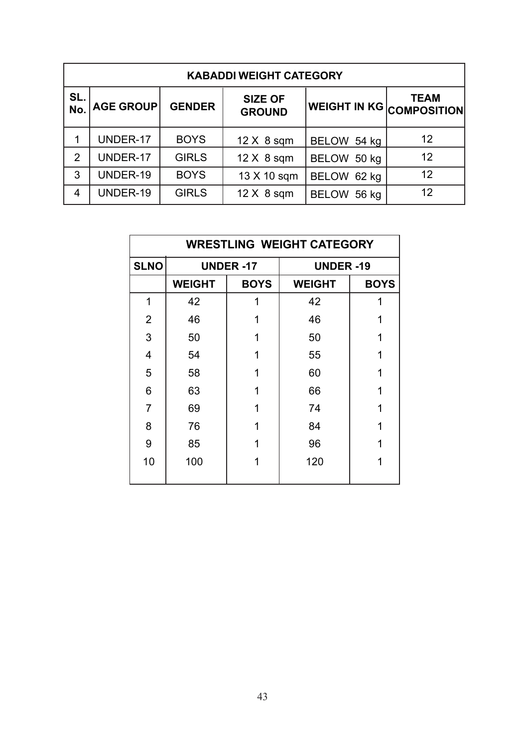| KABADDI WEIGHT CATEGORY | | | | | |
|---|---|---|---|---|---|
| SL. No. | AGE GROUP | GENDER | SIZE OF GROUND | WEIGHT IN KG | TEAM COMPOSITION |
| 1 | UNDER-17 | BOYS | 12 X 8 sqm | BELOW 54 kg | 12 |
| 2 | UNDER-17 | GIRLS | 12 X 8 sqm | BELOW 50 kg | 12 |
| 3 | UNDER-19 | BOYS | 13 X 10 sqm | BELOW 62 kg | 12 |
| 4 | UNDER-19 | GIRLS | 12 X 8 sqm | BELOW 56 kg | 12 |

| WRESTLING WEIGHT CATEGORY | | | | |
|---|---|---|---|---|
| SLNO | UNDER -17 | | UNDER -19 | |
| | WEIGHT | BOYS | WEIGHT | BOYS |
| 1 | 42 | 1 | 42 | 1 |
| 2 | 46 | 1 | 46 | 1 |
| 3 | 50 | 1 | 50 | 1 |
| 4 | 54 | 1 | 55 | 1 |
| 5 | 58 | 1 | 60 | 1 |
| 6 | 63 | 1 | 66 | 1 |
| 7 | 69 | 1 | 74 | 1 |
| 8 | 76 | 1 | 84 | 1 |
| 9 | 85 | 1 | 96 | 1 |
| 10 | 100 | 1 | 120 | 1 |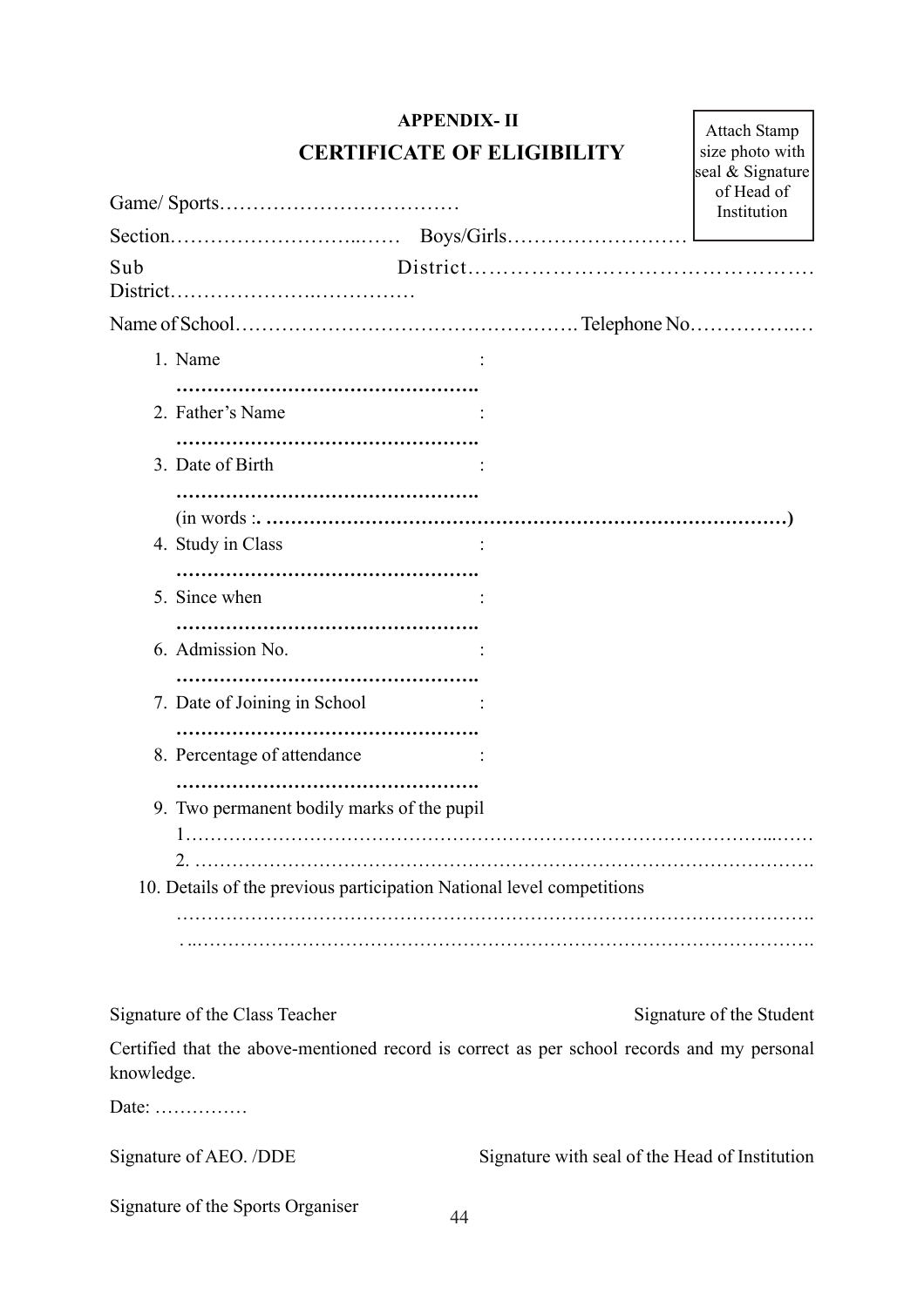**APPENDIX- II**

## CERTIFICATE OF ELIGIBILITY

Attach Stamp size photo with seal & Signature of Head of Institution

Game/ Sports………………………………

Section…………………………..…… Boys/Girls………………………

Sub District………………………………………… District………………….……………

Name of School……………………………………………. Telephone No……………..…

1. Name : **…………………………………………..**
2. Father's Name : **…………………………………………..**
3. Date of Birth : **…………………………………………..**
   (in words :**. ……………………………………………………………………….)**
4. Study in Class : **…………………………………………..**
5. Since when : **…………………………………………..**
6. Admission No. : **…………………………………………..**
7. Date of Joining in School : **…………………………………………..**
8. Percentage of attendance : **…………………………………………..**
9. Two permanent bodily marks of the pupil
   1………………………………………………………………………………...……
   2. ……………………………………………………………………………………….
10. Details of the previous participation National level competitions
    ……………………………………………………………………………………….
    …..…………………………………………………………………………………….

Signature of the Class Teacher — Signature of the Student

Certified that the above-mentioned record is correct as per school records and my personal knowledge.

Date: ……………

Signature of AEO. /DDE — Signature with seal of the Head of Institution

Signature of the Sports Organiser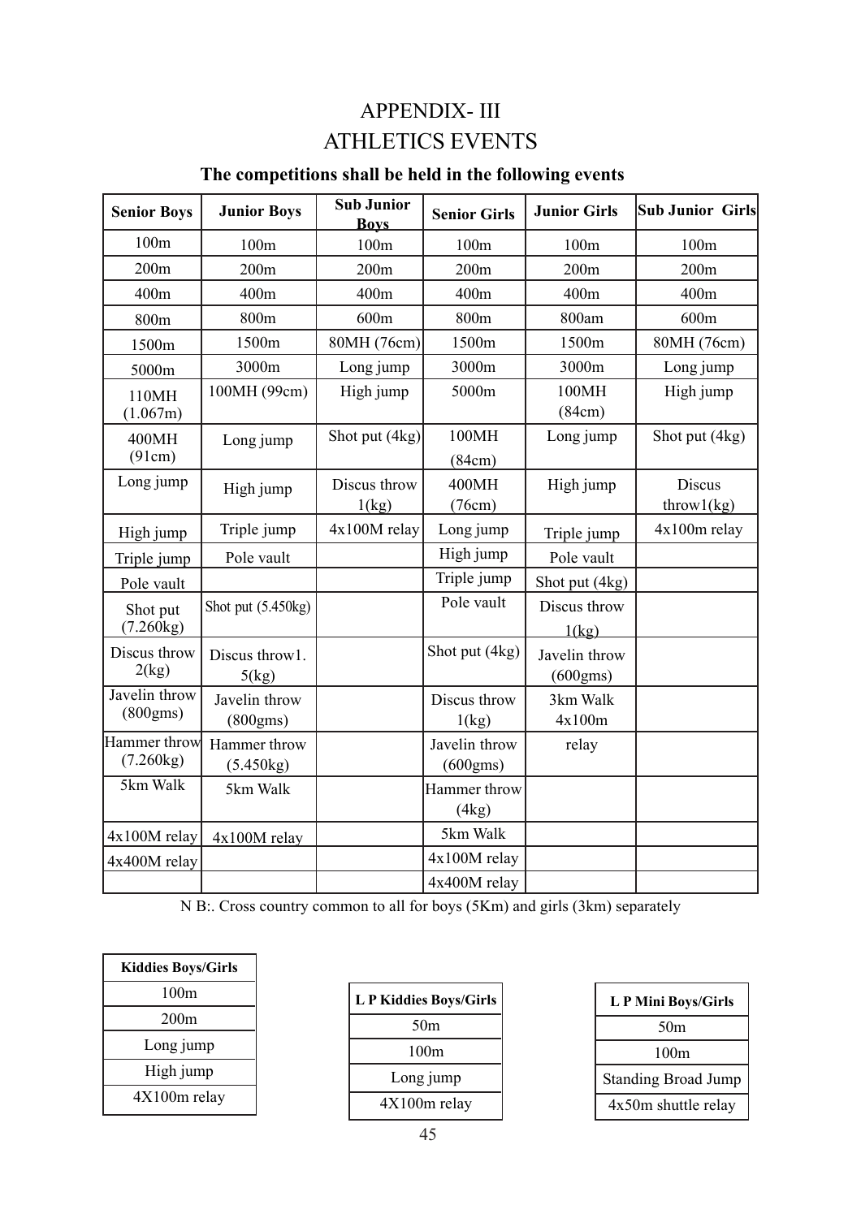# APPENDIX- III

# ATHLETICS EVENTS

**The competitions shall be held in the following events**

| Senior Boys | Junior Boys | Sub Junior Boys | Senior Girls | Junior Girls | Sub Junior Girls |
|---|---|---|---|---|---|
| 100m | 100m | 100m | 100m | 100m | 100m |
| 200m | 200m | 200m | 200m | 200m | 200m |
| 400m | 400m | 400m | 400m | 400m | 400m |
| 800m | 800m | 600m | 800m | 800am | 600m |
| 1500m | 1500m | 80MH (76cm) | 1500m | 1500m | 80MH (76cm) |
| 5000m | 3000m | Long jump | 3000m | 3000m | Long jump |
| 110MH (1.067m) | 100MH (99cm) | High jump | 5000m | 100MH (84cm) | High jump |
| 400MH (91cm) | Long jump | Shot put (4kg) | 100MH (84cm) | Long jump | Shot put (4kg) |
| Long jump | High jump | Discus throw 1(kg) | 400MH (76cm) | High jump | Discus throw1(kg) |
| High jump | Triple jump | 4x100M relay | Long jump | Triple jump | 4x100m relay |
| Triple jump | Pole vault | | High jump | Pole vault | |
| Pole vault | | | Triple jump | Shot put (4kg) | |
| Shot put (7.260kg) | Shot put (5.450kg) | | Pole vault | Discus throw 1(kg) | |
| Discus throw 2(kg) | Discus throw1. 5(kg) | | Shot put (4kg) | Javelin throw (600gms) | |
| Javelin throw (800gms) | Javelin throw (800gms) | | Discus throw 1(kg) | 3km Walk 4x100m | |
| Hammer throw (7.260kg) | Hammer throw (5.450kg) | | Javelin throw (600gms) | relay | |
| 5km Walk | 5km Walk | | Hammer throw (4kg) | | |
| 4x100M relay | 4x100M relay | | 5km Walk | | |
| 4x400M relay | | | 4x100M relay | | |
| | | | 4x400M relay | | |

N B:. Cross country common to all for boys (5Km) and girls (3km) separately

| Kiddies Boys/Girls |
|---|
| 100m |
| 200m |
| Long jump |
| High jump |
| 4X100m relay |

| L P Kiddies Boys/Girls |
|---|
| 50m |
| 100m |
| Long jump |
| 4X100m relay |

| L P Mini Boys/Girls |
|---|
| 50m |
| 100m |
| Standing Broad Jump |
| 4x50m shuttle relay |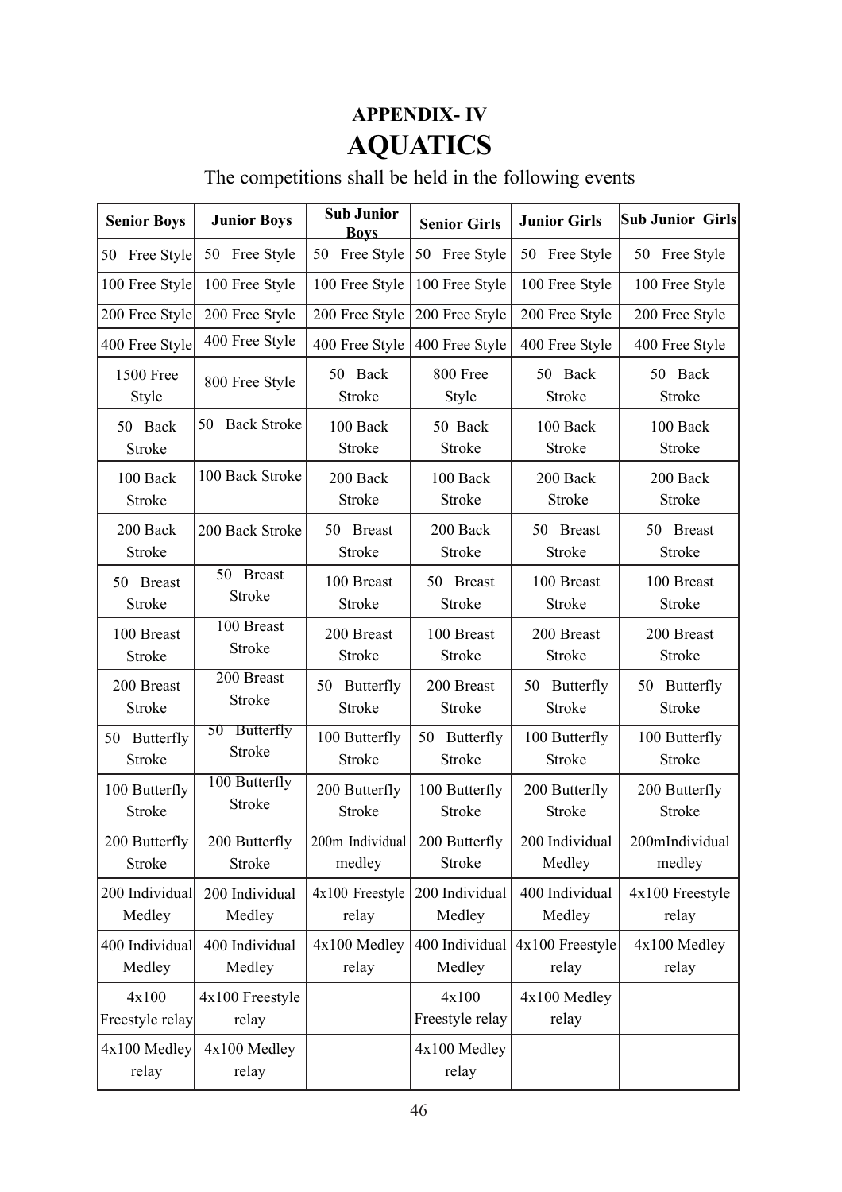# APPENDIX- IV

# AQUATICS

The competitions shall be held in the following events

| Senior Boys | Junior Boys | Sub Junior Boys | Senior Girls | Junior Girls | Sub Junior Girls |
|---|---|---|---|---|---|
| 50 Free Style | 50 Free Style | 50 Free Style | 50 Free Style | 50 Free Style | 50 Free Style |
| 100 Free Style | 100 Free Style | 100 Free Style | 100 Free Style | 100 Free Style | 100 Free Style |
| 200 Free Style | 200 Free Style | 200 Free Style | 200 Free Style | 200 Free Style | 200 Free Style |
| 400 Free Style | 400 Free Style | 400 Free Style | 400 Free Style | 400 Free Style | 400 Free Style |
| 1500 Free Style | 800 Free Style | 50 Back Stroke | 800 Free Style | 50 Back Stroke | 50 Back Stroke |
| 50 Back Stroke | 50 Back Stroke | 100 Back Stroke | 50 Back Stroke | 100 Back Stroke | 100 Back Stroke |
| 100 Back Stroke | 100 Back Stroke | 200 Back Stroke | 100 Back Stroke | 200 Back Stroke | 200 Back Stroke |
| 200 Back Stroke | 200 Back Stroke | 50 Breast Stroke | 200 Back Stroke | 50 Breast Stroke | 50 Breast Stroke |
| 50 Breast Stroke | 50 Breast Stroke | 100 Breast Stroke | 50 Breast Stroke | 100 Breast Stroke | 100 Breast Stroke |
| 100 Breast Stroke | 100 Breast Stroke | 200 Breast Stroke | 100 Breast Stroke | 200 Breast Stroke | 200 Breast Stroke |
| 200 Breast Stroke | 200 Breast Stroke | 50 Butterfly Stroke | 200 Breast Stroke | 50 Butterfly Stroke | 50 Butterfly Stroke |
| 50 Butterfly Stroke | 50 Butterfly Stroke | 100 Butterfly Stroke | 50 Butterfly Stroke | 100 Butterfly Stroke | 100 Butterfly Stroke |
| 100 Butterfly Stroke | 100 Butterfly Stroke | 200 Butterfly Stroke | 100 Butterfly Stroke | 200 Butterfly Stroke | 200 Butterfly Stroke |
| 200 Butterfly Stroke | 200 Butterfly Stroke | 200m Individual medley | 200 Butterfly Stroke | 200 Individual Medley | 200mIndividual medley |
| 200 Individual Medley | 200 Individual Medley | 4x100 Freestyle relay | 200 Individual Medley | 400 Individual Medley | 4x100 Freestyle relay |
| 400 Individual Medley | 400 Individual Medley | 4x100 Medley relay | 400 Individual Medley | 4x100 Freestyle relay | 4x100 Medley relay |
| 4x100 Freestyle relay | 4x100 Freestyle relay | | 4x100 Freestyle relay | 4x100 Medley relay | |
| 4x100 Medley relay | 4x100 Medley relay | | 4x100 Medley relay | | |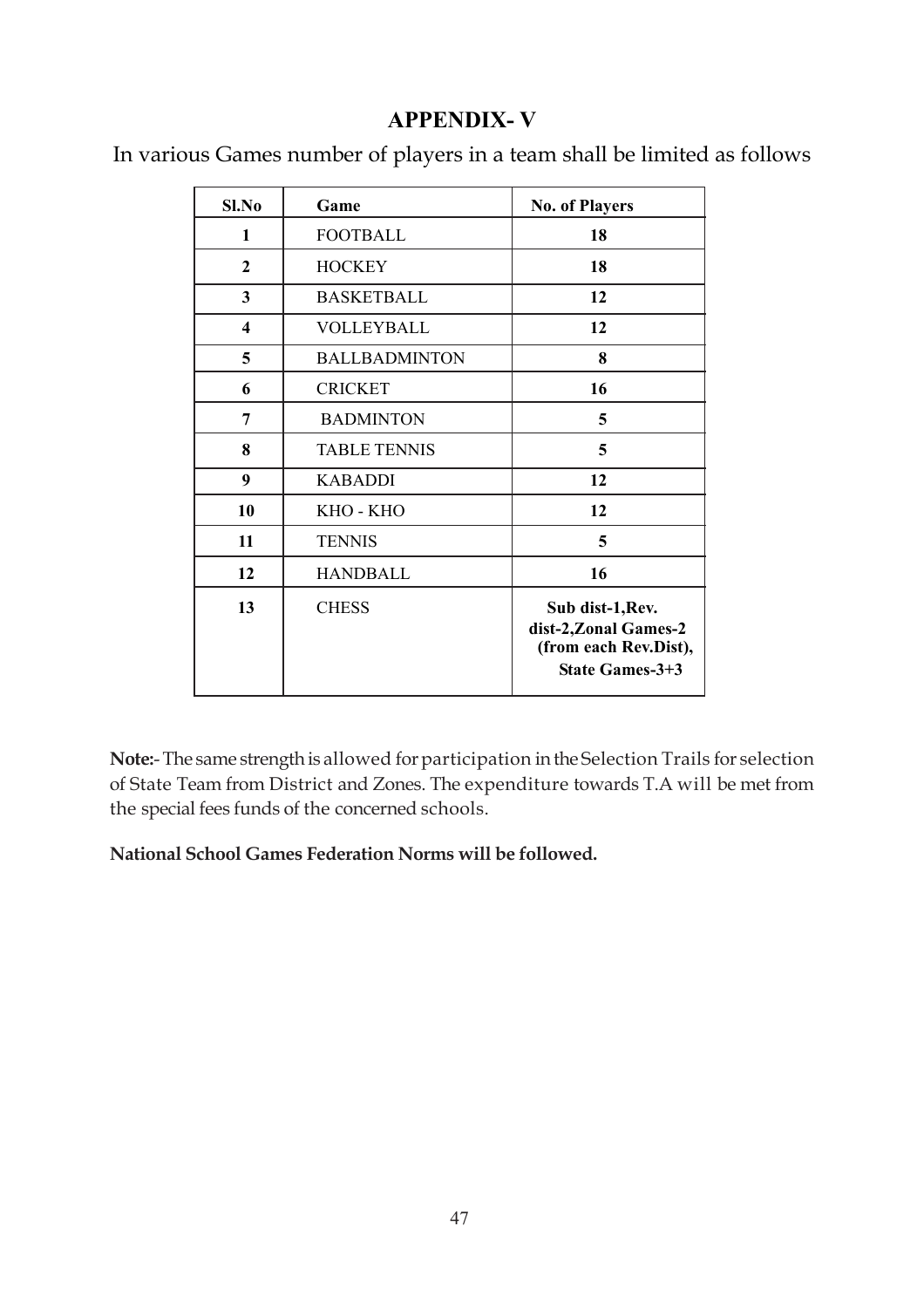# APPENDIX- V

In various Games number of players in a team shall be limited as follows

| Sl.No | Game | No. of Players |
|---|---|---|
| 1 | FOOTBALL | 18 |
| 2 | HOCKEY | 18 |
| 3 | BASKETBALL | 12 |
| 4 | VOLLEYBALL | 12 |
| 5 | BALLBADMINTON | 8 |
| 6 | CRICKET | 16 |
| 7 | BADMINTON | 5 |
| 8 | TABLE TENNIS | 5 |
| 9 | KABADDI | 12 |
| 10 | KHO - KHO | 12 |
| 11 | TENNIS | 5 |
| 12 | HANDBALL | 16 |
| 13 | CHESS | Sub dist-1,Rev. dist-2,Zonal Games-2 (from each Rev.Dist), State Games-3+3 |

**Note:-** The same strength is allowed for participation in the Selection Trails for selection of State Team from District and Zones. The expenditure towards T.A will be met from the special fees funds of the concerned schools.

**National School Games Federation Norms will be followed.**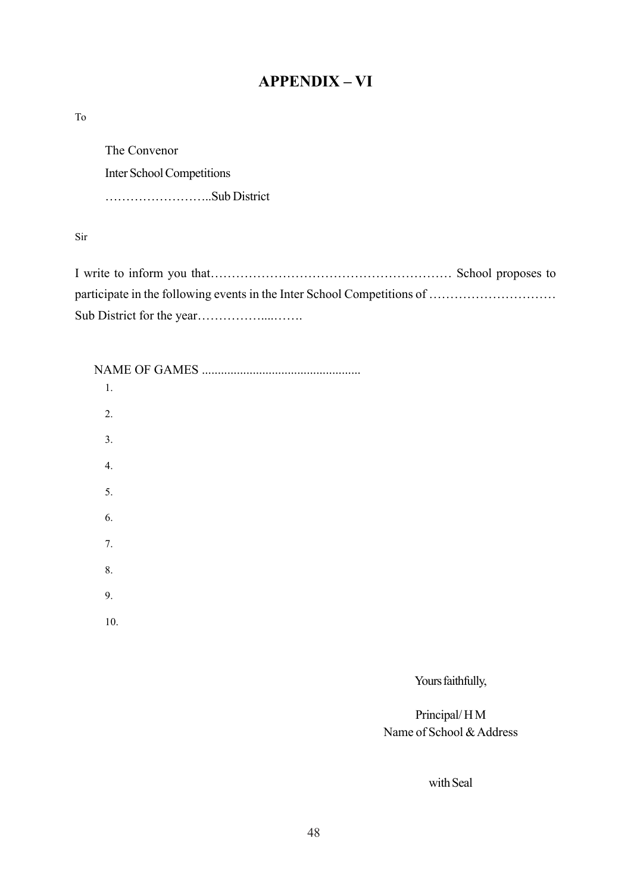# APPENDIX – VI

To

The Convenor
Inter School Competitions
……………………..Sub District

Sir

I write to inform you that………………………………………………… School proposes to participate in the following events in the Inter School Competitions of ………………………… Sub District for the year……………....…….

NAME OF GAMES .................................................

1.
2.
3.
4.
5.
6.
7.
8.
9.
10.

Yours faithfully,

Principal/ H M
Name of School & Address

with Seal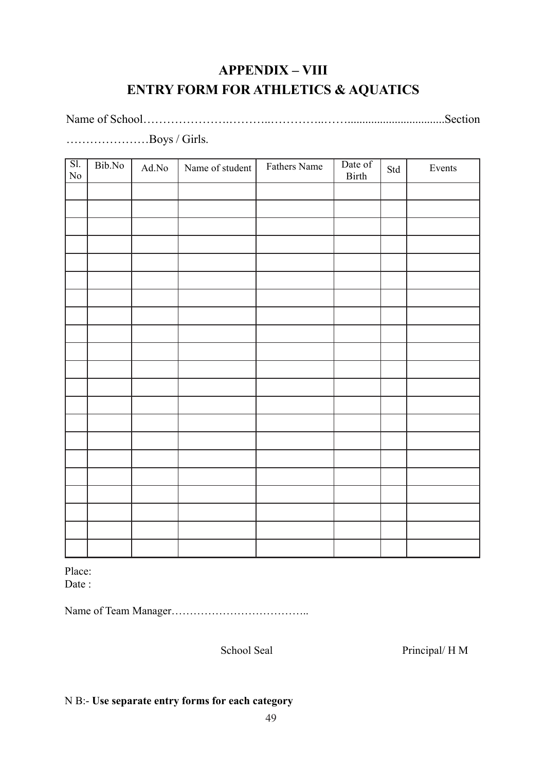# APPENDIX – VIII

## ENTRY FORM FOR ATHLETICS & AQUATICS

Name of School…………………….………..…………..……..................................Section …………………Boys / Girls.

| Sl. No | Bib.No | Ad.No | Name of student | Fathers Name | Date of Birth | Std | Events |
|---|---|---|---|---|---|---|---|
| | | | | | | | |
| | | | | | | | |
| | | | | | | | |
| | | | | | | | |
| | | | | | | | |
| | | | | | | | |
| | | | | | | | |
| | | | | | | | |
| | | | | | | | |
| | | | | | | | |
| | | | | | | | |
| | | | | | | | |
| | | | | | | | |
| | | | | | | | |
| | | | | | | | |
| | | | | | | | |
| | | | | | | | |
| | | | | | | | |
| | | | | | | | |
| | | | | | | | |
| | | | | | | | |

Place:
Date :

Name of Team Manager………………………………..

School Seal                Principal/ H M

N B:- **Use separate entry forms for each category**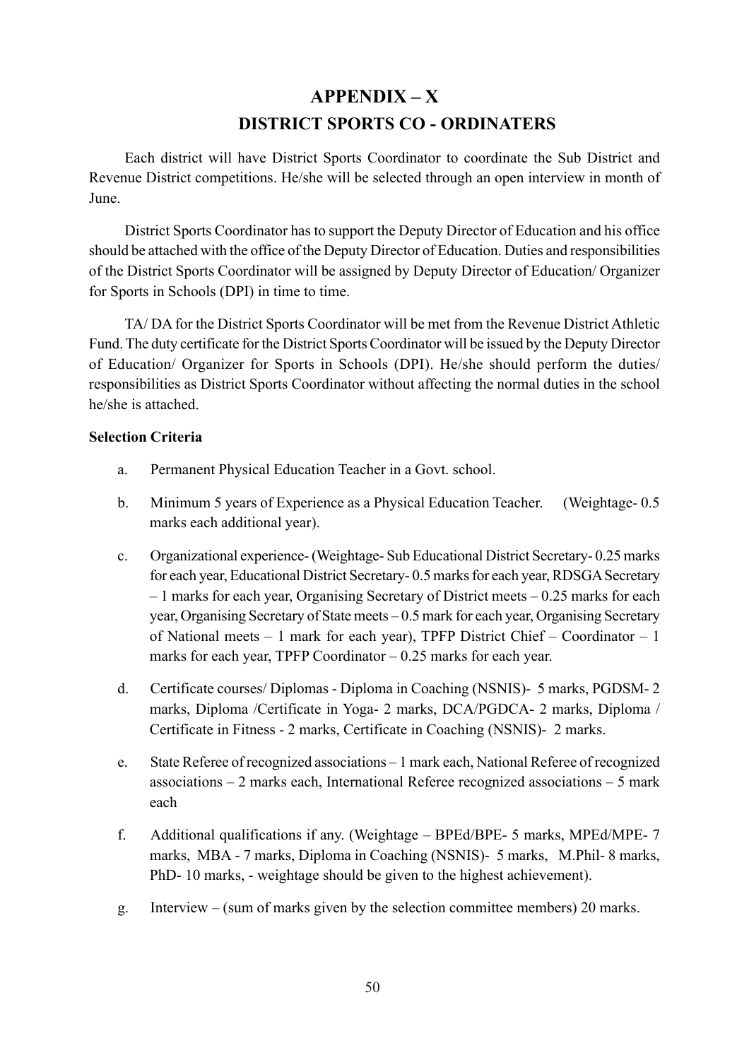# APPENDIX – X

## DISTRICT SPORTS CO - ORDINATERS

Each district will have District Sports Coordinator to coordinate the Sub District and Revenue District competitions. He/she will be selected through an open interview in month of June.

District Sports Coordinator has to support the Deputy Director of Education and his office should be attached with the office of the Deputy Director of Education. Duties and responsibilities of the District Sports Coordinator will be assigned by Deputy Director of Education/ Organizer for Sports in Schools (DPI) in time to time.

TA/ DA for the District Sports Coordinator will be met from the Revenue District Athletic Fund. The duty certificate for the District Sports Coordinator will be issued by the Deputy Director of Education/ Organizer for Sports in Schools (DPI). He/she should perform the duties/ responsibilities as District Sports Coordinator without affecting the normal duties in the school he/she is attached.

**Selection Criteria**

a. Permanent Physical Education Teacher in a Govt. school.

b. Minimum 5 years of Experience as a Physical Education Teacher. (Weightage- 0.5 marks each additional year).

c. Organizational experience- (Weightage- Sub Educational District Secretary- 0.25 marks for each year, Educational District Secretary- 0.5 marks for each year, RDSGA Secretary – 1 marks for each year, Organising Secretary of District meets – 0.25 marks for each year, Organising Secretary of State meets – 0.5 mark for each year, Organising Secretary of National meets – 1 mark for each year), TPFP District Chief – Coordinator – 1 marks for each year, TPFP Coordinator – 0.25 marks for each year.

d. Certificate courses/ Diplomas - Diploma in Coaching (NSNIS)- 5 marks, PGDSM- 2 marks, Diploma /Certificate in Yoga- 2 marks, DCA/PGDCA- 2 marks, Diploma / Certificate in Fitness - 2 marks, Certificate in Coaching (NSNIS)- 2 marks.

e. State Referee of recognized associations – 1 mark each, National Referee of recognized associations – 2 marks each, International Referee recognized associations – 5 mark each

f. Additional qualifications if any. (Weightage – BPEd/BPE- 5 marks, MPEd/MPE- 7 marks, MBA - 7 marks, Diploma in Coaching (NSNIS)- 5 marks, M.Phil- 8 marks, PhD- 10 marks, - weightage should be given to the highest achievement).

g. Interview – (sum of marks given by the selection committee members) 20 marks.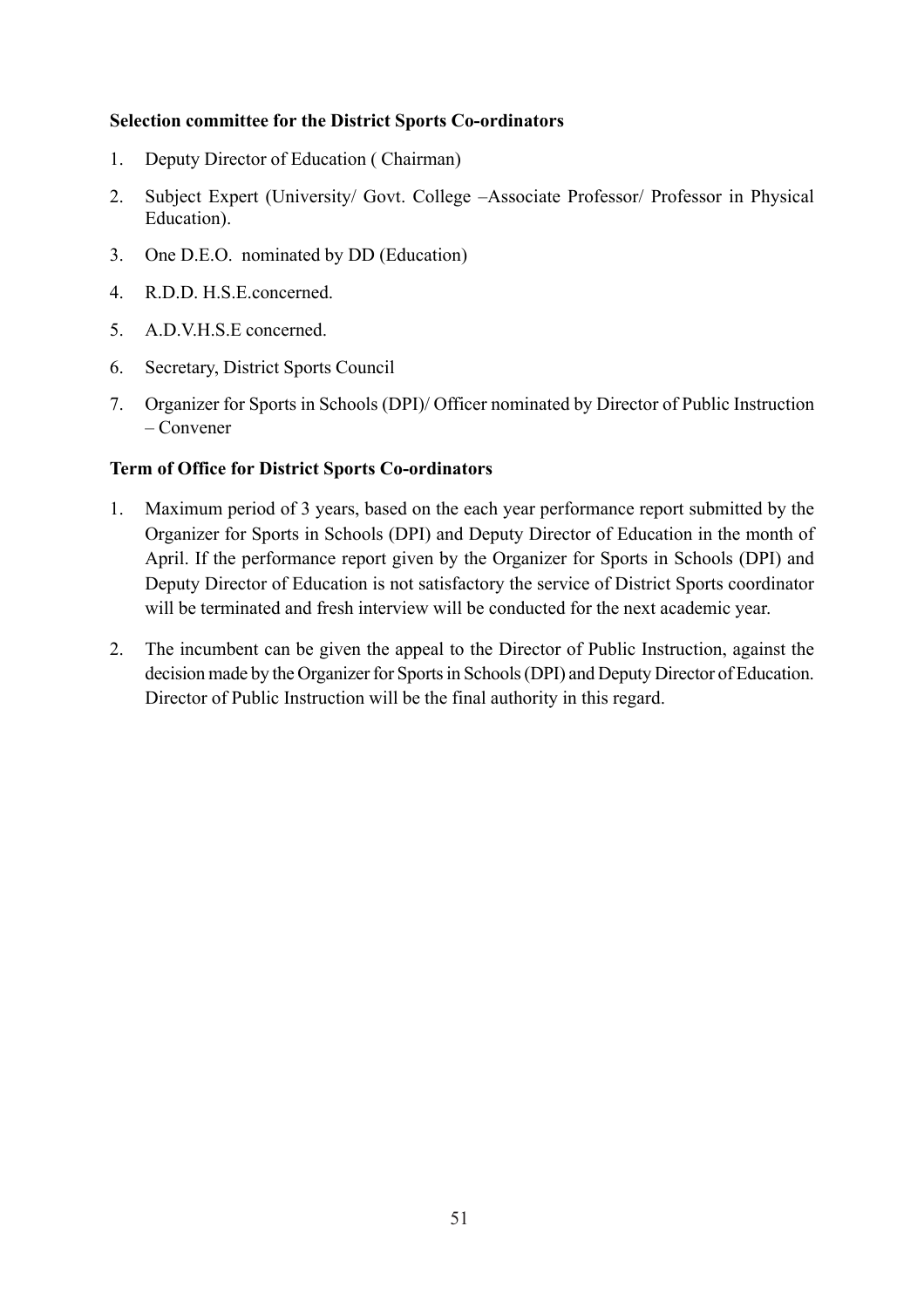**Selection committee for the District Sports Co-ordinators**

1. Deputy Director of Education ( Chairman)
2. Subject Expert (University/ Govt. College –Associate Professor/ Professor in Physical Education).
3. One D.E.O. nominated by DD (Education)
4. R.D.D. H.S.E.concerned.
5. A.D.V.H.S.E concerned.
6. Secretary, District Sports Council
7. Organizer for Sports in Schools (DPI)/ Officer nominated by Director of Public Instruction – Convener

**Term of Office for District Sports Co-ordinators**

1. Maximum period of 3 years, based on the each year performance report submitted by the Organizer for Sports in Schools (DPI) and Deputy Director of Education in the month of April. If the performance report given by the Organizer for Sports in Schools (DPI) and Deputy Director of Education is not satisfactory the service of District Sports coordinator will be terminated and fresh interview will be conducted for the next academic year.
2. The incumbent can be given the appeal to the Director of Public Instruction, against the decision made by the Organizer for Sports in Schools (DPI) and Deputy Director of Education. Director of Public Instruction will be the final authority in this regard.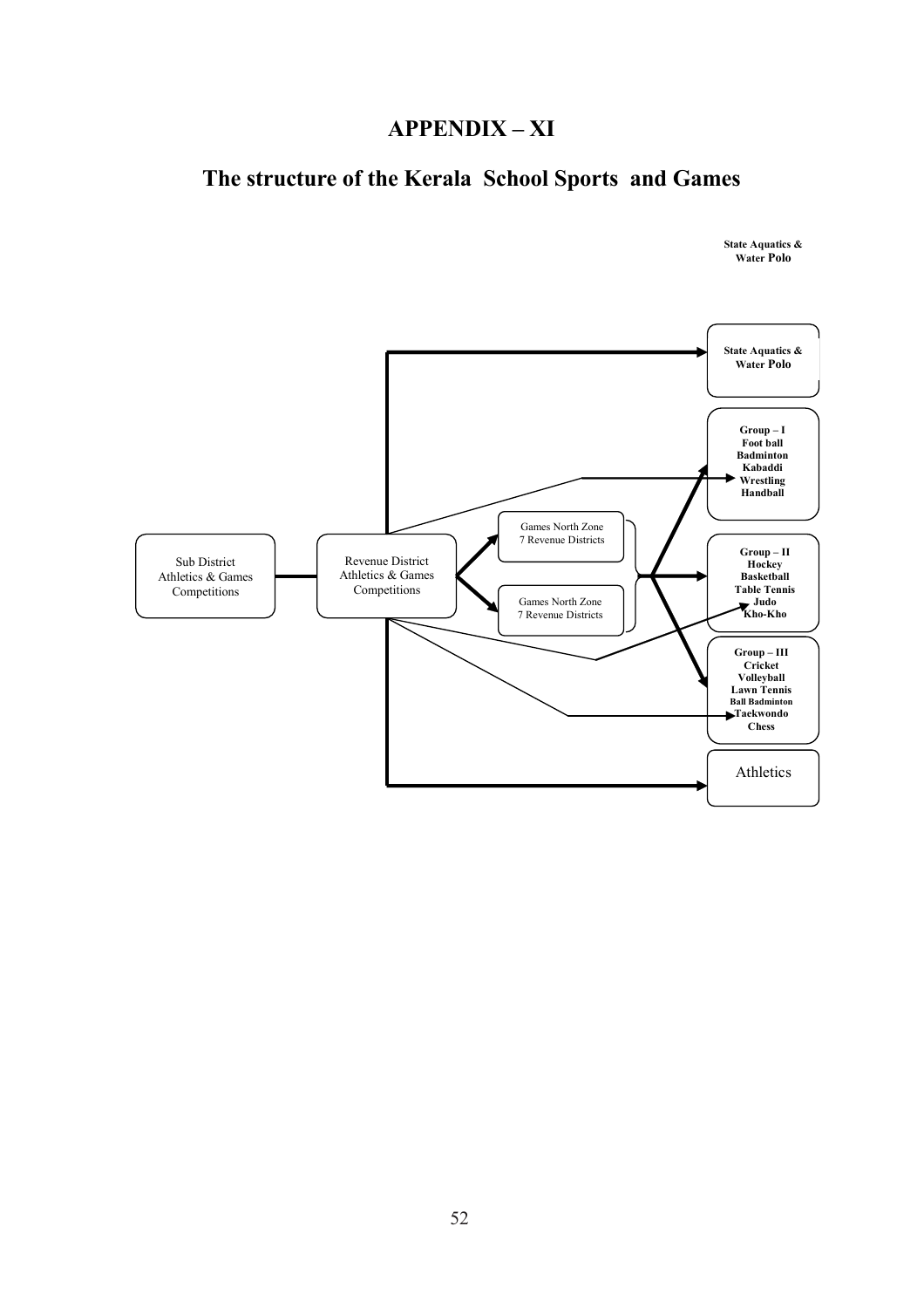# APPENDIX – XI

## The structure of the Kerala School Sports and Games

State Aquatics & Water Polo

Sub District Athletics & Games Competitions

Revenue District Athletics & Games Competitions

Games North Zone
7 Revenue Districts

Games North Zone
7 Revenue Districts

State Aquatics & Water Polo

**Group – I**
**Foot ball**
**Badminton**
**Kabaddi**
**Wrestling**
**Handball**

**Group – II**
**Hockey**
**Basketball**
**Table Tennis**
**Judo**
**Kho-Kho**

**Group – III**
**Cricket**
**Volleyball**
**Lawn Tennis**
**Ball Badminton**
**Taekwondo**
**Chess**

Athletics